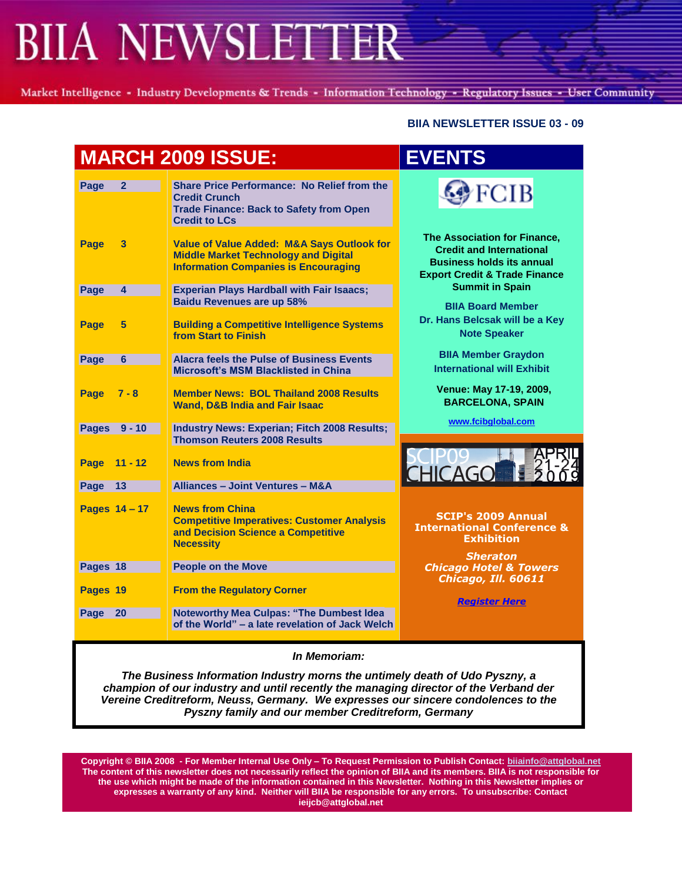# BIIA NEWSLETTER

Market Intelligence - Industry Developments & Trends - Information Technology - Regulatory Issues - User Community

**BIIA NEWSLETTER ISSUE 03 - 09**

## MARCH 2009 ISSUE:

| Page | Contents |
|---|---|
| Page 2 | Share Price Performance: No Relief from the Credit Crunch<br>Trade Finance: Back to Safety from Open Credit to LCs |
| Page 3 | Value of Value Added: M&A Says Outlook for Middle Market Technology and Digital Information Companies is Encouraging |
| Page 4 | Experian Plays Hardball with Fair Isaacs; Baidu Revenues are up 58% |
| Page 5 | Building a Competitive Intelligence Systems from Start to Finish |
| Page 6 | Alacra feels the Pulse of Business Events<br>Microsoft's MSM Blacklisted in China |
| Page 7 - 8 | Member News: BOL Thailand 2008 Results Wand, D&B India and Fair Isaac |
| Pages 9 - 10 | Industry News: Experian; Fitch 2008 Results; Thomson Reuters 2008 Results |
| Page 11 - 12 | News from India |
| Page 13 | Alliances – Joint Ventures – M&A |
| Pages 14 – 17 | News from China<br>Competitive Imperatives: Customer Analysis and Decision Science a Competitive Necessity |
| Pages 18 | People on the Move |
| Pages 19 | From the Regulatory Corner |
| Page 20 | Noteworthy Mea Culpas: "The Dumbest Idea of the World" – a late revelation of Jack Welch |

## EVENTS

FCIB

**The Association for Finance, Credit and International Business holds its annual Export Credit & Trade Finance Summit in Spain**

BIIA Board Member Dr. Hans Belcsak will be a Key Note Speaker

BIIA Member Graydon International will Exhibit

**Venue: May 17-19, 2009, BARCELONA, SPAIN**

www.fcibglobal.com

SCIP09 CHICAGO APRIL 21-24 2009

**SCIP's 2009 Annual International Conference & Exhibition**

***Sheraton Chicago Hotel & Towers Chicago, Ill. 60611***

***Register Here***

***In Memoriam:***

***The Business Information Industry morns the untimely death of Udo Pyszny, a champion of our industry and until recently the managing director of the Verband der Vereine Creditreform, Neuss, Germany. We expresses our sincere condolences to the Pyszny family and our member Creditreform, Germany***

**Copyright © BIIA 2008 - For Member Internal Use Only – To Request Permission to Publish Contact: biiainfo@attglobal.net The content of this newsletter does not necessarily reflect the opinion of BIIA and its members. BIIA is not responsible for the use which might be made of the information contained in this Newsletter. Nothing in this Newsletter implies or expresses a warranty of any kind. Neither will BIIA be responsible for any errors. To unsubscribe: Contact ieijcb@attglobal.net**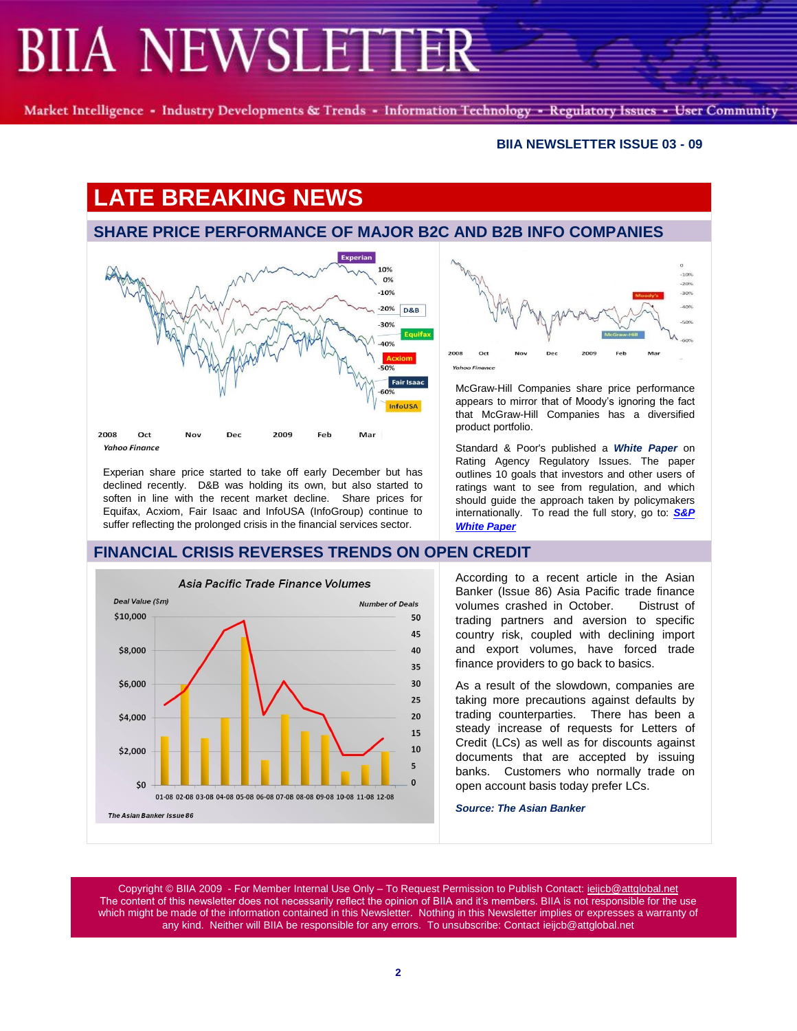## LATE BREAKING NEWS

### SHARE PRICE PERFORMANCE OF MAJOR B2C AND B2B INFO COMPANIES

Experian share price started to take off early December but has declined recently. D&B was holding its own, but also started to soften in line with the recent market decline. Share prices for Equifax, Acxiom, Fair Isaac and InfoUSA (InfoGroup) continue to suffer reflecting the prolonged crisis in the financial services sector.

McGraw-Hill Companies share price performance appears to mirror that of Moody's ignoring the fact that McGraw-Hill Companies has a diversified product portfolio.

Standard & Poor's published a ***White Paper*** on Rating Agency Regulatory Issues. The paper outlines 10 goals that investors and other users of ratings want to see from regulation, and which should guide the approach taken by policymakers internationally. To read the full story, go to: ***S&P White Paper***

### FINANCIAL CRISIS REVERSES TRENDS ON OPEN CREDIT

According to a recent article in the Asian Banker (Issue 86) Asia Pacific trade finance volumes crashed in October. Distrust of trading partners and aversion to specific country risk, coupled with declining import and export volumes, have forced trade finance providers to go back to basics.

As a result of the slowdown, companies are taking more precautions against defaults by trading counterparties. There has been a steady increase of requests for Letters of Credit (LCs) as well as for discounts against documents that are accepted by issuing banks. Customers who normally trade on open account basis today prefer LCs.

***Source: The Asian Banker***

Copyright © BIIA 2009 - For Member Internal Use Only – To Request Permission to Publish Contact: ieijcb@attglobal.net
The content of this newsletter does not necessarily reflect the opinion of BIIA and it's members. BIIA is not responsible for the use which might be made of the information contained in this Newsletter. Nothing in this Newsletter implies or expresses a warranty of any kind. Neither will BIIA be responsible for any errors. To unsubscribe: Contact ieijcb@attglobal.net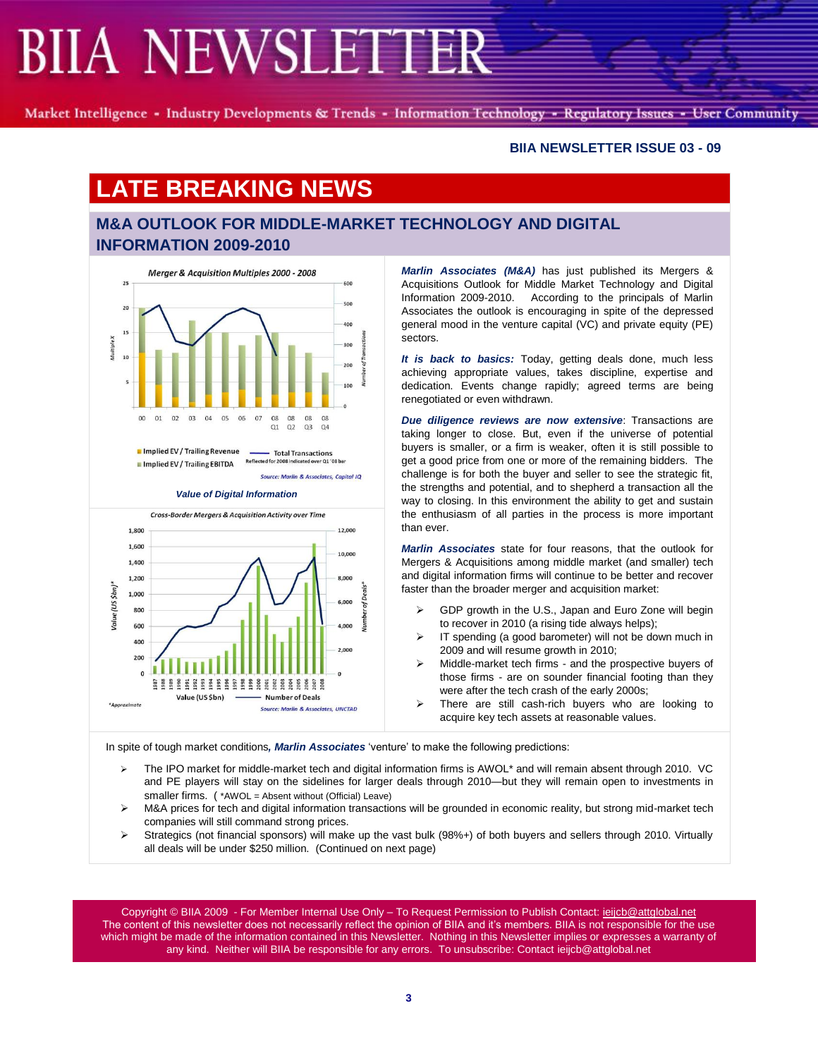## LATE BREAKING NEWS

### M&A OUTLOOK FOR MIDDLE-MARKET TECHNOLOGY AND DIGITAL INFORMATION 2009-2010

Value of Digital Information

***Marlin Associates (M&A)*** has just published its Mergers & Acquisitions Outlook for Middle Market Technology and Digital Information 2009-2010. According to the principals of Marlin Associates the outlook is encouraging in spite of the depressed general mood in the venture capital (VC) and private equity (PE) sectors.

***It is back to basics:*** Today, getting deals done, much less achieving appropriate values, takes discipline, expertise and dedication. Events change rapidly; agreed terms are being renegotiated or even withdrawn.

***Due diligence reviews are now extensive***: Transactions are taking longer to close. But, even if the universe of potential buyers is smaller, or a firm is weaker, often it is still possible to get a good price from one or more of the remaining bidders. The challenge is for both the buyer and seller to see the strategic fit, the strengths and potential, and to shepherd a transaction all the way to closing. In this environment the ability to get and sustain the enthusiasm of all parties in the process is more important than ever.

***Marlin Associates*** state for four reasons, that the outlook for Mergers & Acquisitions among middle market (and smaller) tech and digital information firms will continue to be better and recover faster than the broader merger and acquisition market:

- GDP growth in the U.S., Japan and Euro Zone will begin to recover in 2010 (a rising tide always helps);
- IT spending (a good barometer) will not be down much in 2009 and will resume growth in 2010;
- Middle-market tech firms - and the prospective buyers of those firms - are on sounder financial footing than they were after the tech crash of the early 2000s;
- There are still cash-rich buyers who are looking to acquire key tech assets at reasonable values.

In spite of tough market conditions, ***Marlin Associates*** 'venture' to make the following predictions:

- The IPO market for middle-market tech and digital information firms is AWOL* and will remain absent through 2010. VC and PE players will stay on the sidelines for larger deals through 2010—but they will remain open to investments in smaller firms. ( *AWOL = Absent without (Official) Leave)
- M&A prices for tech and digital information transactions will be grounded in economic reality, but strong mid-market tech companies will still command strong prices.
- Strategics (not financial sponsors) will make up the vast bulk (98%+) of both buyers and sellers through 2010. Virtually all deals will be under $250 million. (Continued on next page)

Copyright © BIIA 2009 - For Member Internal Use Only – To Request Permission to Publish Contact: ieijcb@attglobal.net
The content of this newsletter does not necessarily reflect the opinion of BIIA and it's members. BIIA is not responsible for the use which might be made of the information contained in this Newsletter. Nothing in this Newsletter implies or expresses a warranty of any kind. Neither will BIIA be responsible for any errors. To unsubscribe: Contact ieijcb@attglobal.net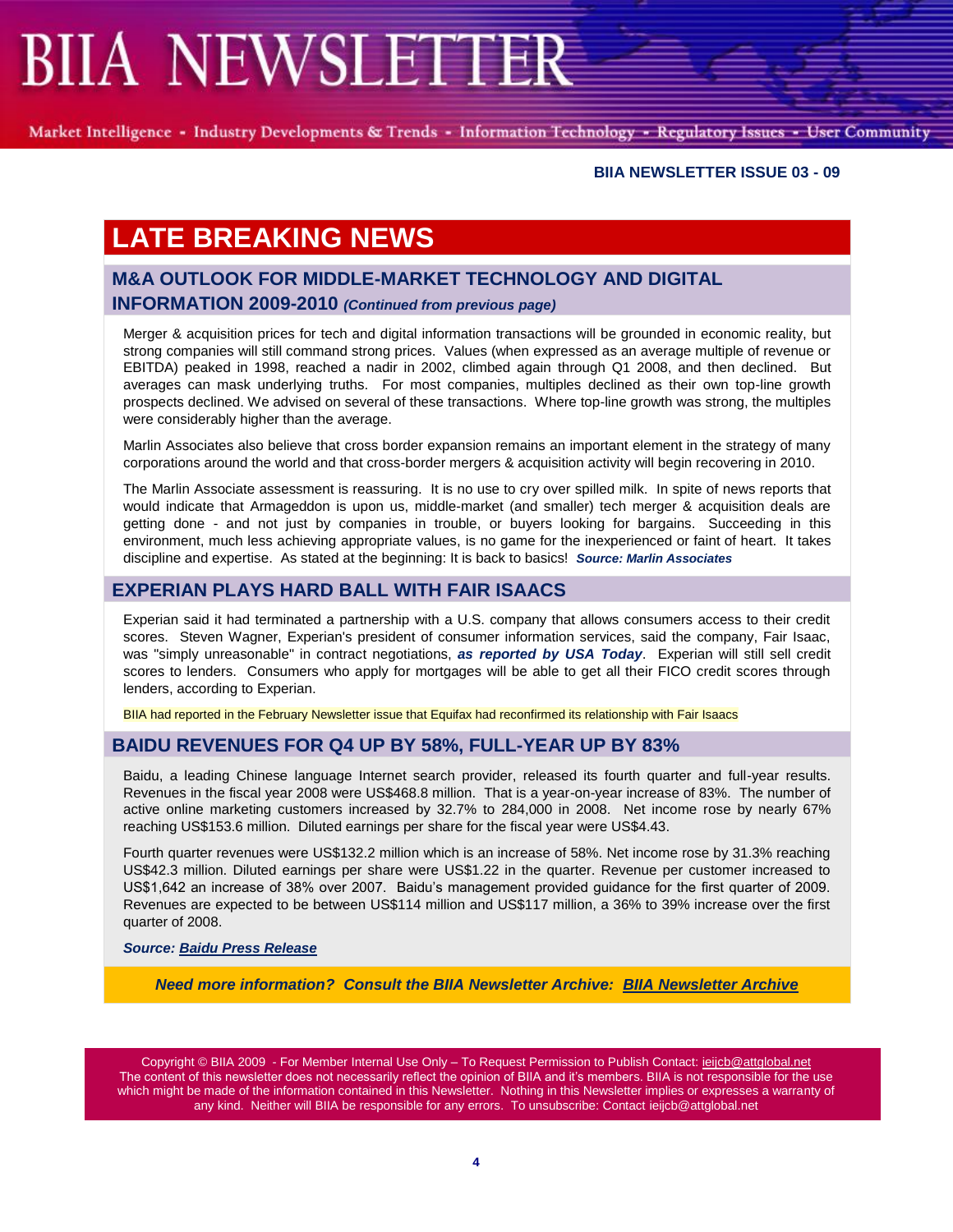**BIIA NEWSLETTER ISSUE 03 - 09**

# LATE BREAKING NEWS

## M&A OUTLOOK FOR MIDDLE-MARKET TECHNOLOGY AND DIGITAL INFORMATION 2009-2010 *(Continued from previous page)*

Merger & acquisition prices for tech and digital information transactions will be grounded in economic reality, but strong companies will still command strong prices. Values (when expressed as an average multiple of revenue or EBITDA) peaked in 1998, reached a nadir in 2002, climbed again through Q1 2008, and then declined. But averages can mask underlying truths. For most companies, multiples declined as their own top-line growth prospects declined. We advised on several of these transactions. Where top-line growth was strong, the multiples were considerably higher than the average.

Marlin Associates also believe that cross border expansion remains an important element in the strategy of many corporations around the world and that cross-border mergers & acquisition activity will begin recovering in 2010.

The Marlin Associate assessment is reassuring. It is no use to cry over spilled milk. In spite of news reports that would indicate that Armageddon is upon us, middle-market (and smaller) tech merger & acquisition deals are getting done - and not just by companies in trouble, or buyers looking for bargains. Succeeding in this environment, much less achieving appropriate values, is no game for the inexperienced or faint of heart. It takes discipline and expertise. As stated at the beginning: It is back to basics! ***Source: Marlin Associates***

## EXPERIAN PLAYS HARD BALL WITH FAIR ISAACS

Experian said it had terminated a partnership with a U.S. company that allows consumers access to their credit scores. Steven Wagner, Experian's president of consumer information services, said the company, Fair Isaac, was "simply unreasonable" in contract negotiations, ***as reported by USA Today***. Experian will still sell credit scores to lenders. Consumers who apply for mortgages will be able to get all their FICO credit scores through lenders, according to Experian.

BIIA had reported in the February Newsletter issue that Equifax had reconfirmed its relationship with Fair Isaacs

## BAIDU REVENUES FOR Q4 UP BY 58%, FULL-YEAR UP BY 83%

Baidu, a leading Chinese language Internet search provider, released its fourth quarter and full-year results. Revenues in the fiscal year 2008 were US$468.8 million. That is a year-on-year increase of 83%. The number of active online marketing customers increased by 32.7% to 284,000 in 2008. Net income rose by nearly 67% reaching US$153.6 million. Diluted earnings per share for the fiscal year were US$4.43.

Fourth quarter revenues were US$132.2 million which is an increase of 58%. Net income rose by 31.3% reaching US$42.3 million. Diluted earnings per share were US$1.22 in the quarter. Revenue per customer increased to US$1,642 an increase of 38% over 2007. Baidu's management provided guidance for the first quarter of 2009. Revenues are expected to be between US$114 million and US$117 million, a 36% to 39% increase over the first quarter of 2008.

***Source: Baidu Press Release***

***Need more information? Consult the BIIA Newsletter Archive: BIIA Newsletter Archive***

Copyright © BIIA 2009 - For Member Internal Use Only – To Request Permission to Publish Contact: ieijcb@attglobal.net
The content of this newsletter does not necessarily reflect the opinion of BIIA and it's members. BIIA is not responsible for the use which might be made of the information contained in this Newsletter. Nothing in this Newsletter implies or expresses a warranty of any kind. Neither will BIIA be responsible for any errors. To unsubscribe: Contact ieijcb@attglobal.net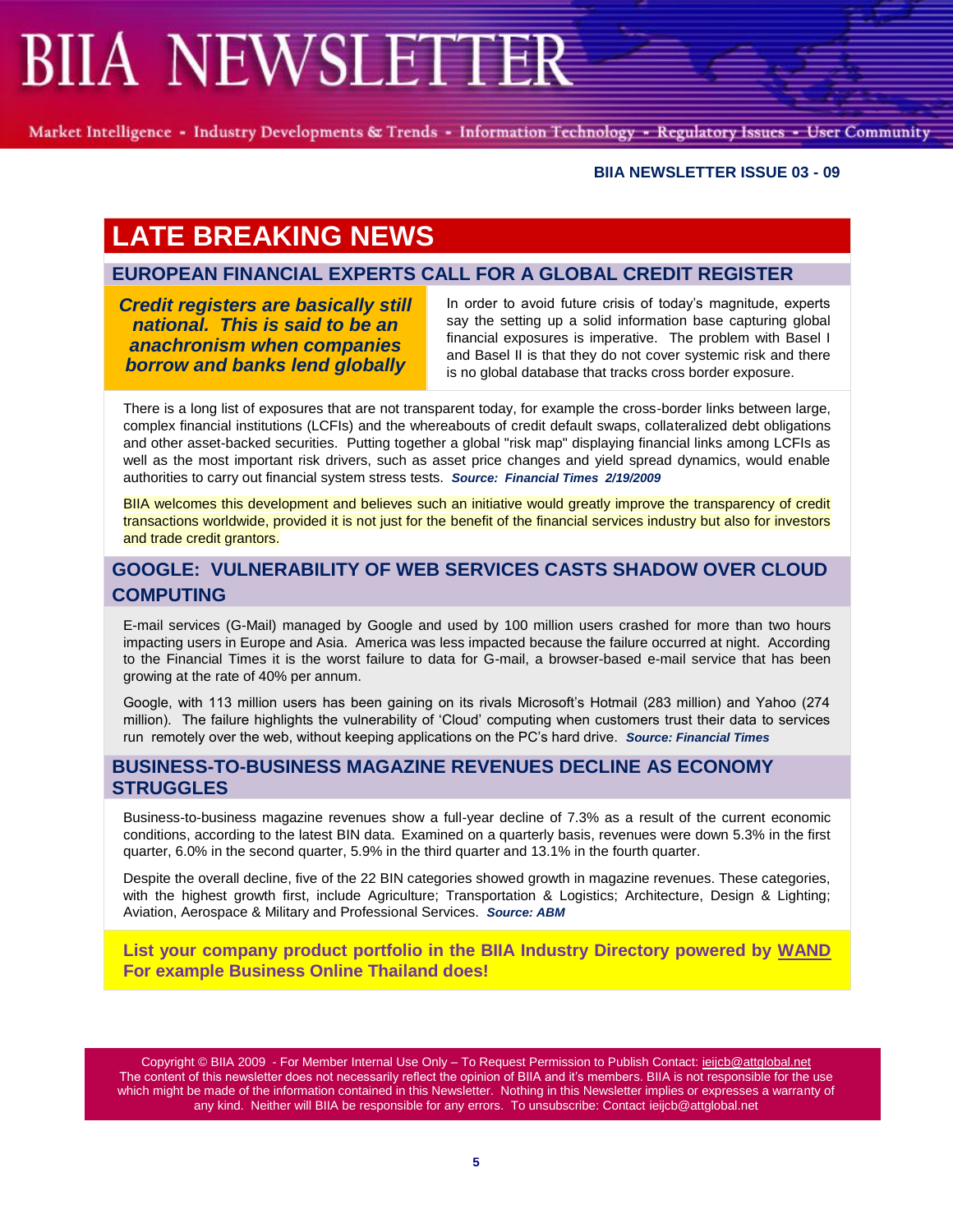# LATE BREAKING NEWS

## EUROPEAN FINANCIAL EXPERTS CALL FOR A GLOBAL CREDIT REGISTER

***Credit registers are basically still national. This is said to be an anachronism when companies borrow and banks lend globally***

In order to avoid future crisis of today's magnitude, experts say the setting up a solid information base capturing global financial exposures is imperative. The problem with Basel I and Basel II is that they do not cover systemic risk and there is no global database that tracks cross border exposure.

There is a long list of exposures that are not transparent today, for example the cross-border links between large, complex financial institutions (LCFIs) and the whereabouts of credit default swaps, collateralized debt obligations and other asset-backed securities. Putting together a global "risk map" displaying financial links among LCFIs as well as the most important risk drivers, such as asset price changes and yield spread dynamics, would enable authorities to carry out financial system stress tests. ***Source: Financial Times 2/19/2009***

BIIA welcomes this development and believes such an initiative would greatly improve the transparency of credit transactions worldwide, provided it is not just for the benefit of the financial services industry but also for investors and trade credit grantors.

## GOOGLE: VULNERABILITY OF WEB SERVICES CASTS SHADOW OVER CLOUD COMPUTING

E-mail services (G-Mail) managed by Google and used by 100 million users crashed for more than two hours impacting users in Europe and Asia. America was less impacted because the failure occurred at night. According to the Financial Times it is the worst failure to data for G-mail, a browser-based e-mail service that has been growing at the rate of 40% per annum.

Google, with 113 million users has been gaining on its rivals Microsoft's Hotmail (283 million) and Yahoo (274 million). The failure highlights the vulnerability of 'Cloud' computing when customers trust their data to services run remotely over the web, without keeping applications on the PC's hard drive. ***Source: Financial Times***

## BUSINESS-TO-BUSINESS MAGAZINE REVENUES DECLINE AS ECONOMY STRUGGLES

Business-to-business magazine revenues show a full-year decline of 7.3% as a result of the current economic conditions, according to the latest BIN data. Examined on a quarterly basis, revenues were down 5.3% in the first quarter, 6.0% in the second quarter, 5.9% in the third quarter and 13.1% in the fourth quarter.

Despite the overall decline, five of the 22 BIN categories showed growth in magazine revenues. These categories, with the highest growth first, include Agriculture; Transportation & Logistics; Architecture, Design & Lighting; Aviation, Aerospace & Military and Professional Services. ***Source: ABM***

**List your company product portfolio in the BIIA Industry Directory powered by WAND For example Business Online Thailand does!**

Copyright © BIIA 2009 - For Member Internal Use Only – To Request Permission to Publish Contact: ieijcb@attglobal.net
The content of this newsletter does not necessarily reflect the opinion of BIIA and it's members. BIIA is not responsible for the use which might be made of the information contained in this Newsletter. Nothing in this Newsletter implies or expresses a warranty of any kind. Neither will BIIA be responsible for any errors. To unsubscribe: Contact ieijcb@attglobal.net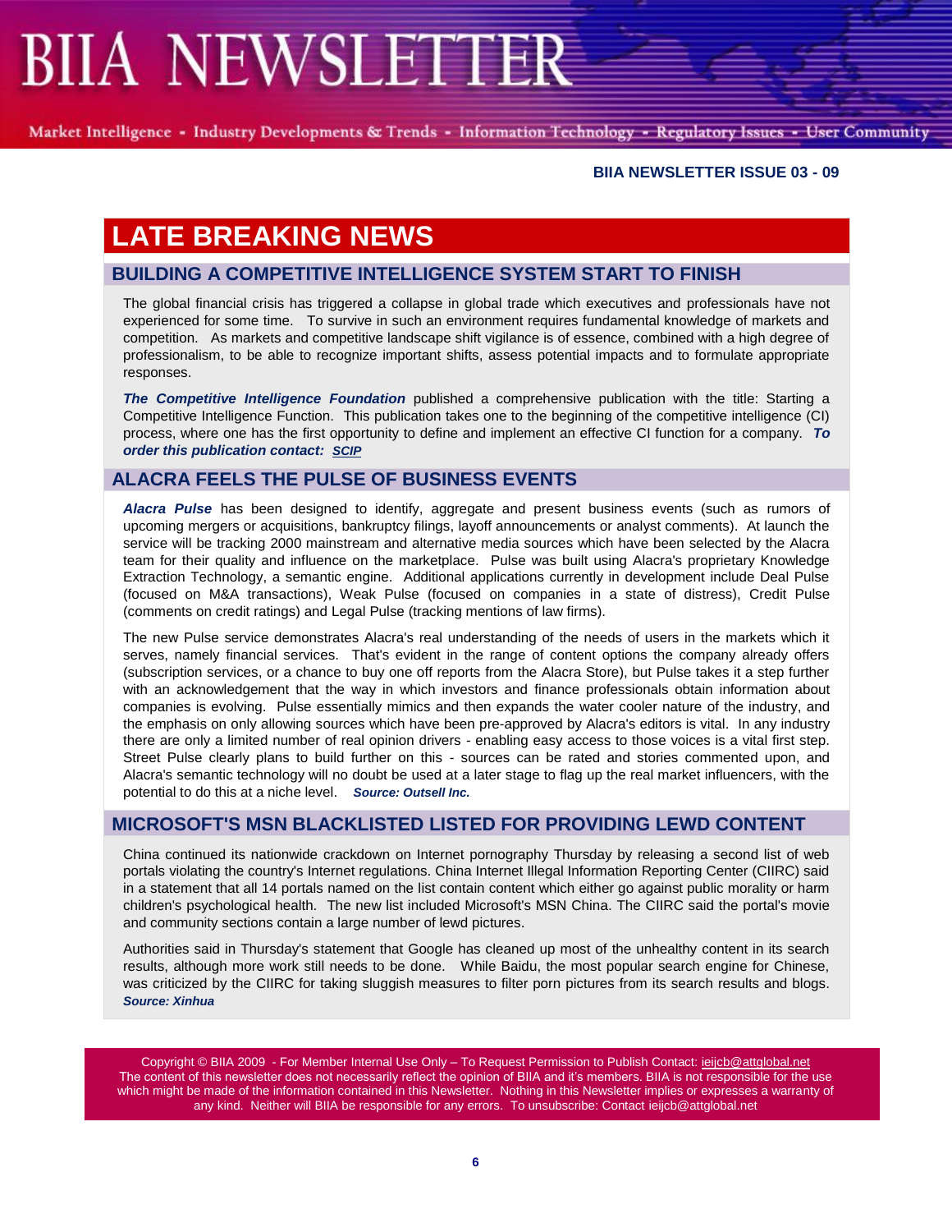# BIIA NEWSLETTER

Market Intelligence - Industry Developments & Trends - Information Technology - Regulatory Issues - User Community

**BIIA NEWSLETTER ISSUE 03 - 09**

# LATE BREAKING NEWS

## BUILDING A COMPETITIVE INTELLIGENCE SYSTEM START TO FINISH

The global financial crisis has triggered a collapse in global trade which executives and professionals have not experienced for some time. To survive in such an environment requires fundamental knowledge of markets and competition. As markets and competitive landscape shift vigilance is of essence, combined with a high degree of professionalism, to be able to recognize important shifts, assess potential impacts and to formulate appropriate responses.

***The Competitive Intelligence Foundation*** published a comprehensive publication with the title: Starting a Competitive Intelligence Function. This publication takes one to the beginning of the competitive intelligence (CI) process, where one has the first opportunity to define and implement an effective CI function for a company. ***To order this publication contact: SCIP***

## ALACRA FEELS THE PULSE OF BUSINESS EVENTS

***Alacra Pulse*** has been designed to identify, aggregate and present business events (such as rumors of upcoming mergers or acquisitions, bankruptcy filings, layoff announcements or analyst comments). At launch the service will be tracking 2000 mainstream and alternative media sources which have been selected by the Alacra team for their quality and influence on the marketplace. Pulse was built using Alacra's proprietary Knowledge Extraction Technology, a semantic engine. Additional applications currently in development include Deal Pulse (focused on M&A transactions), Weak Pulse (focused on companies in a state of distress), Credit Pulse (comments on credit ratings) and Legal Pulse (tracking mentions of law firms).

The new Pulse service demonstrates Alacra's real understanding of the needs of users in the markets which it serves, namely financial services. That's evident in the range of content options the company already offers (subscription services, or a chance to buy one off reports from the Alacra Store), but Pulse takes it a step further with an acknowledgement that the way in which investors and finance professionals obtain information about companies is evolving. Pulse essentially mimics and then expands the water cooler nature of the industry, and the emphasis on only allowing sources which have been pre-approved by Alacra's editors is vital. In any industry there are only a limited number of real opinion drivers - enabling easy access to those voices is a vital first step. Street Pulse clearly plans to build further on this - sources can be rated and stories commented upon, and Alacra's semantic technology will no doubt be used at a later stage to flag up the real market influencers, with the potential to do this at a niche level. ***Source: Outsell Inc.***

## MICROSOFT'S MSN BLACKLISTED LISTED FOR PROVIDING LEWD CONTENT

China continued its nationwide crackdown on Internet pornography Thursday by releasing a second list of web portals violating the country's Internet regulations. China Internet Illegal Information Reporting Center (CIIRC) said in a statement that all 14 portals named on the list contain content which either go against public morality or harm children's psychological health. The new list included Microsoft's MSN China. The CIIRC said the portal's movie and community sections contain a large number of lewd pictures.

Authorities said in Thursday's statement that Google has cleaned up most of the unhealthy content in its search results, although more work still needs to be done. While Baidu, the most popular search engine for Chinese, was criticized by the CIIRC for taking sluggish measures to filter porn pictures from its search results and blogs. ***Source: Xinhua***

Copyright © BIIA 2009 - For Member Internal Use Only – To Request Permission to Publish Contact: ieijcb@attglobal.net
The content of this newsletter does not necessarily reflect the opinion of BIIA and it's members. BIIA is not responsible for the use which might be made of the information contained in this Newsletter. Nothing in this Newsletter implies or expresses a warranty of any kind. Neither will BIIA be responsible for any errors. To unsubscribe: Contact ieijcb@attglobal.net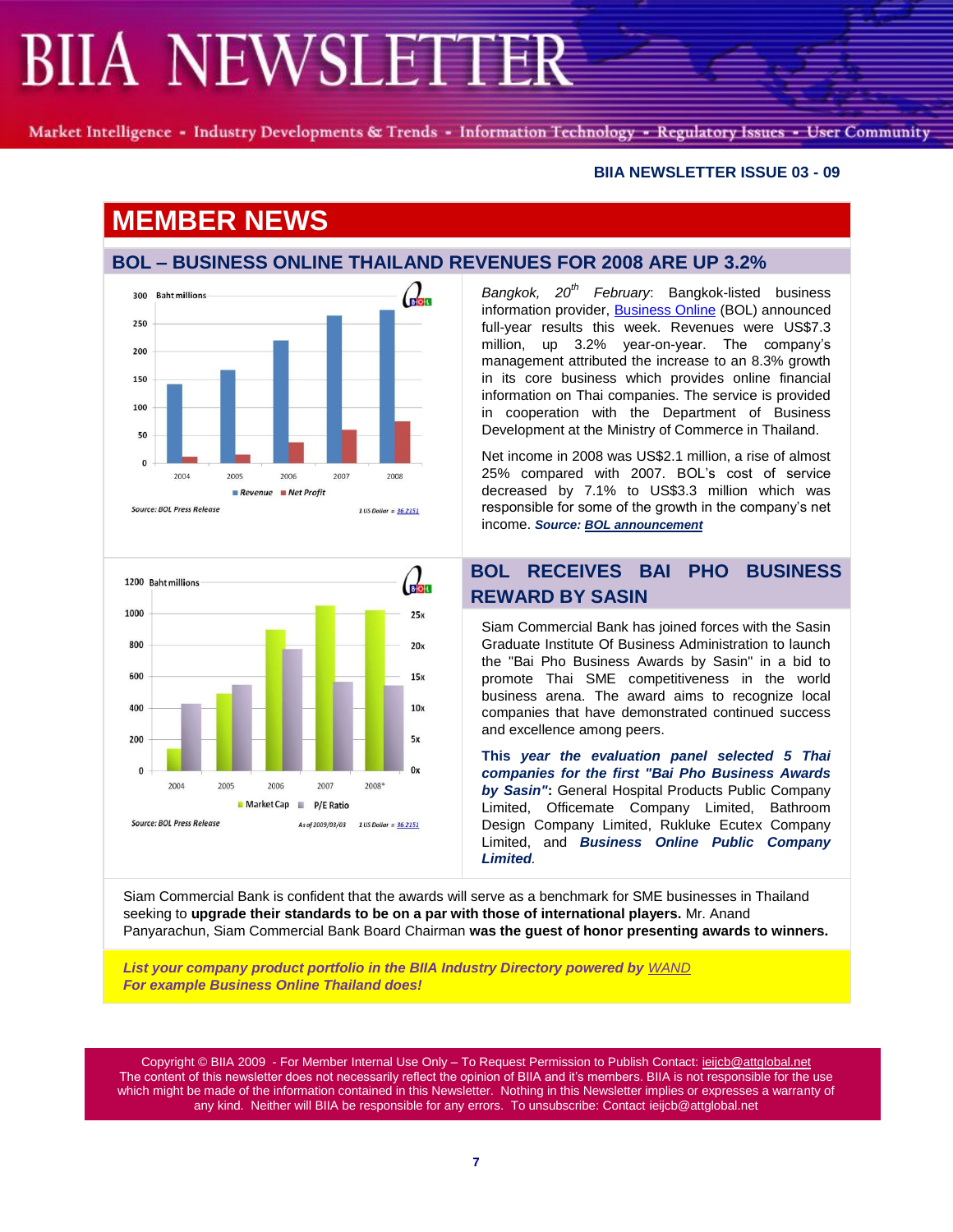BIIA NEWSLETTER ISSUE 03 - 09

# MEMBER NEWS

## BOL – BUSINESS ONLINE THAILAND REVENUES FOR 2008 ARE UP 3.2%

*Bangkok, 20th February*: Bangkok-listed business information provider, Business Online (BOL) announced full-year results this week. Revenues were US$7.3 million, up 3.2% year-on-year. The company's management attributed the increase to an 8.3% growth in its core business which provides online financial information on Thai companies. The service is provided in cooperation with the Department of Business Development at the Ministry of Commerce in Thailand.

Net income in 2008 was US$2.1 million, a rise of almost 25% compared with 2007. BOL's cost of service decreased by 7.1% to US$3.3 million which was responsible for some of the growth in the company's net income. ***Source: BOL announcement***

## BOL RECEIVES BAI PHO BUSINESS REWARD BY SASIN

Siam Commercial Bank has joined forces with the Sasin Graduate Institute Of Business Administration to launch the "Bai Pho Business Awards by Sasin" in a bid to promote Thai SME competitiveness in the world business arena. The award aims to recognize local companies that have demonstrated continued success and excellence among peers.

***This year the evaluation panel selected 5 Thai companies for the first "Bai Pho Business Awards by Sasin":*** General Hospital Products Public Company Limited, Officemate Company Limited, Bathroom Design Company Limited, Rukluke Ecutex Company Limited, and ***Business Online Public Company Limited***.

Siam Commercial Bank is confident that the awards will serve as a benchmark for SME businesses in Thailand seeking to **upgrade their standards to be on a par with those of international players.** Mr. Anand Panyarachun, Siam Commercial Bank Board Chairman **was the guest of honor presenting awards to winners.**

***List your company product portfolio in the BIIA Industry Directory powered by WAND***
***For example Business Online Thailand does!***

Copyright © BIIA 2009 - For Member Internal Use Only – To Request Permission to Publish Contact: ieijcb@attglobal.net
The content of this newsletter does not necessarily reflect the opinion of BIIA and it's members. BIIA is not responsible for the use which might be made of the information contained in this Newsletter. Nothing in this Newsletter implies or expresses a warranty of any kind. Neither will BIIA be responsible for any errors. To unsubscribe: Contact ieijcb@attglobal.net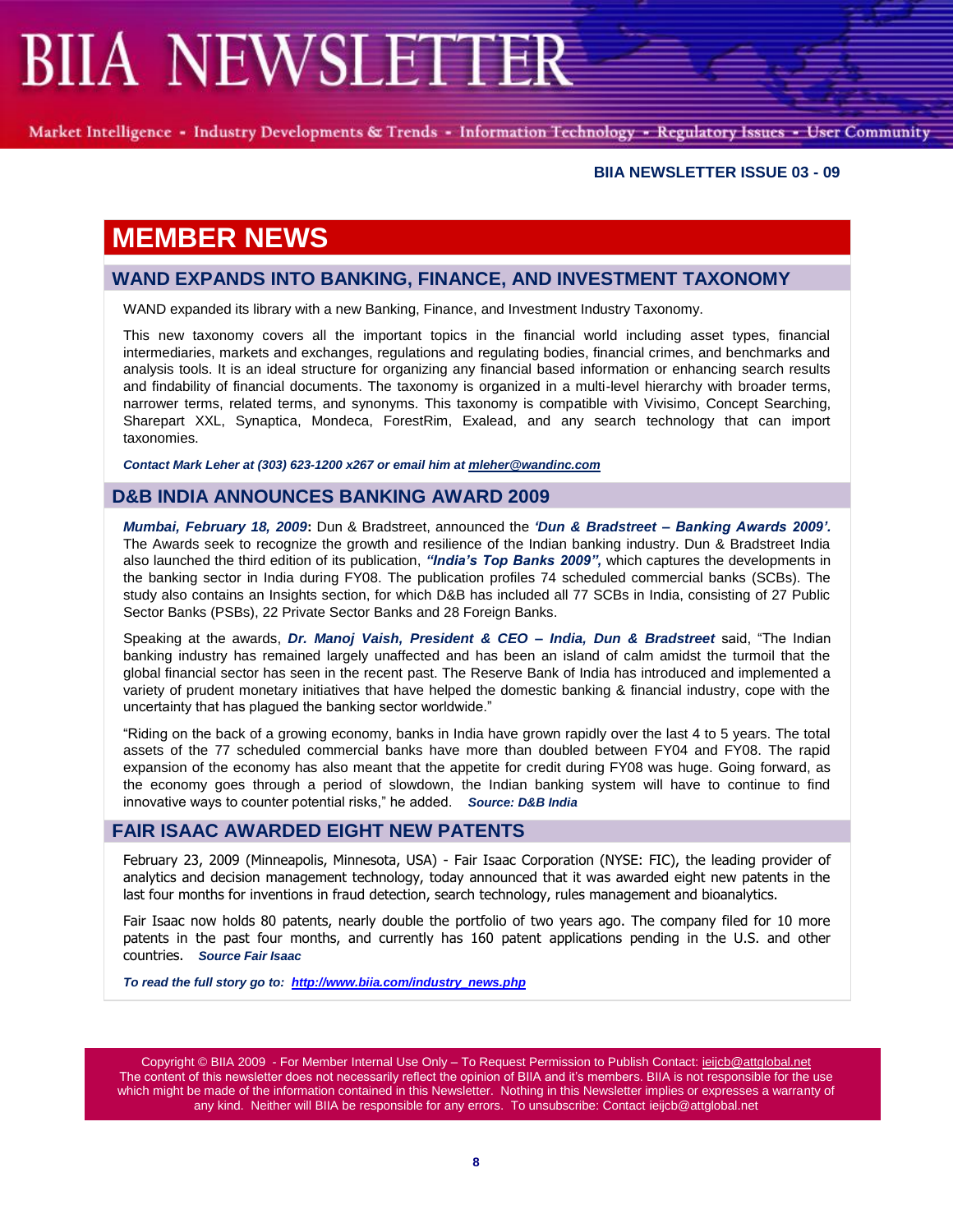# MEMBER NEWS

## WAND EXPANDS INTO BANKING, FINANCE, AND INVESTMENT TAXONOMY

WAND expanded its library with a new Banking, Finance, and Investment Industry Taxonomy.

This new taxonomy covers all the important topics in the financial world including asset types, financial intermediaries, markets and exchanges, regulations and regulating bodies, financial crimes, and benchmarks and analysis tools. It is an ideal structure for organizing any financial based information or enhancing search results and findability of financial documents. The taxonomy is organized in a multi-level hierarchy with broader terms, narrower terms, related terms, and synonyms. This taxonomy is compatible with Vivisimo, Concept Searching, Sharepart XXL, Synaptica, Mondeca, ForestRim, Exalead, and any search technology that can import taxonomies.

***Contact Mark Leher at (303) 623-1200 x267 or email him at mleher@wandinc.com***

## D&B INDIA ANNOUNCES BANKING AWARD 2009

***Mumbai, February 18, 2009*:** Dun & Bradstreet, announced the ***'Dun & Bradstreet – Banking Awards 2009'.*** The Awards seek to recognize the growth and resilience of the Indian banking industry. Dun & Bradstreet India also launched the third edition of its publication, ***"India's Top Banks 2009",*** which captures the developments in the banking sector in India during FY08. The publication profiles 74 scheduled commercial banks (SCBs). The study also contains an Insights section, for which D&B has included all 77 SCBs in India, consisting of 27 Public Sector Banks (PSBs), 22 Private Sector Banks and 28 Foreign Banks.

Speaking at the awards, ***Dr. Manoj Vaish, President & CEO – India, Dun & Bradstreet*** said, "The Indian banking industry has remained largely unaffected and has been an island of calm amidst the turmoil that the global financial sector has seen in the recent past. The Reserve Bank of India has introduced and implemented a variety of prudent monetary initiatives that have helped the domestic banking & financial industry, cope with the uncertainty that has plagued the banking sector worldwide."

"Riding on the back of a growing economy, banks in India have grown rapidly over the last 4 to 5 years. The total assets of the 77 scheduled commercial banks have more than doubled between FY04 and FY08. The rapid expansion of the economy has also meant that the appetite for credit during FY08 was huge. Going forward, as the economy goes through a period of slowdown, the Indian banking system will have to continue to find innovative ways to counter potential risks," he added. ***Source: D&B India***

## FAIR ISAAC AWARDED EIGHT NEW PATENTS

February 23, 2009 (Minneapolis, Minnesota, USA) - Fair Isaac Corporation (NYSE: FIC), the leading provider of analytics and decision management technology, today announced that it was awarded eight new patents in the last four months for inventions in fraud detection, search technology, rules management and bioanalytics.

Fair Isaac now holds 80 patents, nearly double the portfolio of two years ago. The company filed for 10 more patents in the past four months, and currently has 160 patent applications pending in the U.S. and other countries. ***Source Fair Isaac***

***To read the full story go to: http://www.biia.com/industry_news.php***

Copyright © BIIA 2009 - For Member Internal Use Only – To Request Permission to Publish Contact: ieijcb@attglobal.net
The content of this newsletter does not necessarily reflect the opinion of BIIA and it's members. BIIA is not responsible for the use which might be made of the information contained in this Newsletter. Nothing in this Newsletter implies or expresses a warranty of any kind. Neither will BIIA be responsible for any errors. To unsubscribe: Contact ieijcb@attglobal.net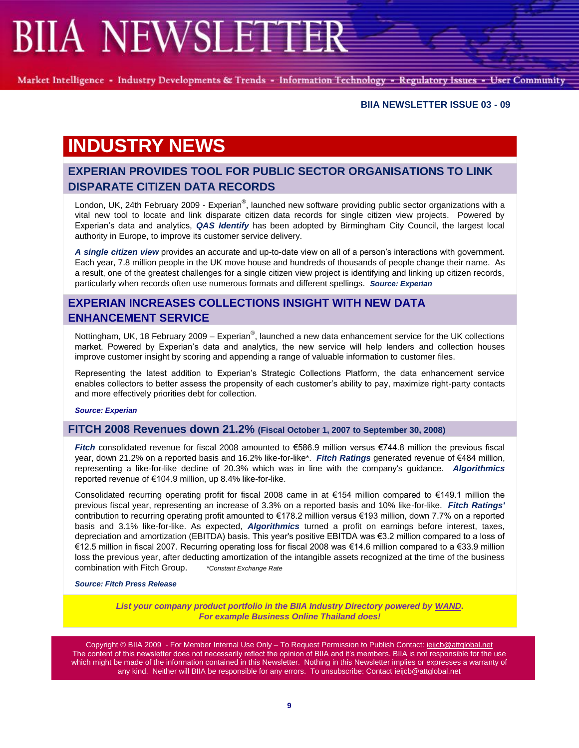# INDUSTRY NEWS

## EXPERIAN PROVIDES TOOL FOR PUBLIC SECTOR ORGANISATIONS TO LINK DISPARATE CITIZEN DATA RECORDS

London, UK, 24th February 2009 - Experian®, launched new software providing public sector organizations with a vital new tool to locate and link disparate citizen data records for single citizen view projects. Powered by Experian's data and analytics, ***QAS Identify*** has been adopted by Birmingham City Council, the largest local authority in Europe, to improve its customer service delivery.

***A single citizen view*** provides an accurate and up-to-date view on all of a person's interactions with government. Each year, 7.8 million people in the UK move house and hundreds of thousands of people change their name. As a result, one of the greatest challenges for a single citizen view project is identifying and linking up citizen records, particularly when records often use numerous formats and different spellings. ***Source: Experian***

## EXPERIAN INCREASES COLLECTIONS INSIGHT WITH NEW DATA ENHANCEMENT SERVICE

Nottingham, UK, 18 February 2009 – Experian®, launched a new data enhancement service for the UK collections market. Powered by Experian's data and analytics, the new service will help lenders and collection houses improve customer insight by scoring and appending a range of valuable information to customer files.

Representing the latest addition to Experian's Strategic Collections Platform, the data enhancement service enables collectors to better assess the propensity of each customer's ability to pay, maximize right-party contacts and more effectively priorities debt for collection.

***Source: Experian***

## FITCH 2008 Revenues down 21.2% (Fiscal October 1, 2007 to September 30, 2008)

***Fitch*** consolidated revenue for fiscal 2008 amounted to €586.9 million versus €744.8 million the previous fiscal year, down 21.2% on a reported basis and 16.2% like-for-like*. ***Fitch Ratings*** generated revenue of €484 million, representing a like-for-like decline of 20.3% which was in line with the company's guidance. ***Algorithmics*** reported revenue of €104.9 million, up 8.4% like-for-like.

Consolidated recurring operating profit for fiscal 2008 came in at €154 million compared to €149.1 million the previous fiscal year, representing an increase of 3.3% on a reported basis and 10% like-for-like. ***Fitch Ratings'*** contribution to recurring operating profit amounted to €178.2 million versus €193 million, down 7.7% on a reported basis and 3.1% like-for-like. As expected, ***Algorithmics*** turned a profit on earnings before interest, taxes, depreciation and amortization (EBITDA) basis. This year's positive EBITDA was €3.2 million compared to a loss of €12.5 million in fiscal 2007. Recurring operating loss for fiscal 2008 was €14.6 million compared to a €33.9 million loss the previous year, after deducting amortization of the intangible assets recognized at the time of the business combination with Fitch Group. *\*Constant Exchange Rate*

***Source: Fitch Press Release***

***List your company product portfolio in the BIIA Industry Directory powered by WAND.***
***For example Business Online Thailand does!***

Copyright © BIIA 2009 - For Member Internal Use Only – To Request Permission to Publish Contact: ieijcb@attglobal.net
The content of this newsletter does not necessarily reflect the opinion of BIIA and it's members. BIIA is not responsible for the use which might be made of the information contained in this Newsletter. Nothing in this Newsletter implies or expresses a warranty of any kind. Neither will BIIA be responsible for any errors. To unsubscribe: Contact ieijcb@attglobal.net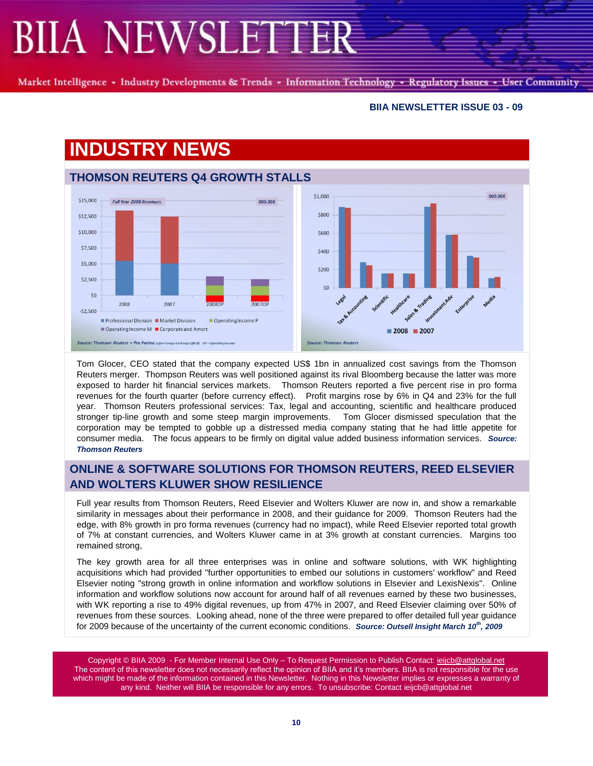BIIA NEWSLETTER ISSUE 03 - 09

# INDUSTRY NEWS

## THOMSON REUTERS Q4 GROWTH STALLS

Tom Glocer, CEO stated that the company expected US$ 1bn in annualized cost savings from the Thomson Reuters merger. Thompson Reuters was well positioned against its rival Bloomberg because the latter was more exposed to harder hit financial services markets. Thomson Reuters reported a five percent rise in pro forma revenues for the fourth quarter (before currency effect). Profit margins rose by 6% in Q4 and 23% for the full year. Thomson Reuters professional services: Tax, legal and accounting, scientific and healthcare produced stronger tip-line growth and some steep margin improvements. Tom Glocer dismissed speculation that the corporation may be tempted to gobble up a distressed media company stating that he had little appetite for consumer media. The focus appears to be firmly on digital value added business information services. ***Source: Thomson Reuters***

## ONLINE & SOFTWARE SOLUTIONS FOR THOMSON REUTERS, REED ELSEVIER AND WOLTERS KLUWER SHOW RESILIENCE

Full year results from Thomson Reuters, Reed Elsevier and Wolters Kluwer are now in, and show a remarkable similarity in messages about their performance in 2008, and their guidance for 2009. Thomson Reuters had the edge, with 8% growth in pro forma revenues (currency had no impact), while Reed Elsevier reported total growth of 7% at constant currencies, and Wolters Kluwer came in at 3% growth at constant currencies. Margins too remained strong,

The key growth area for all three enterprises was in online and software solutions, with WK highlighting acquisitions which had provided "further opportunities to embed our solutions in customers' workflow" and Reed Elsevier noting "strong growth in online information and workflow solutions in Elsevier and LexisNexis". Online information and workflow solutions now account for around half of all revenues earned by these two businesses, with WK reporting a rise to 49% digital revenues, up from 47% in 2007, and Reed Elsevier claiming over 50% of revenues from these sources. Looking ahead, none of the three were prepared to offer detailed full year guidance for 2009 because of the uncertainty of the current economic conditions. ***Source: Outsell Insight March 10th, 2009***

Copyright © BIIA 2009 - For Member Internal Use Only – To Request Permission to Publish Contact: ieijcb@attglobal.net
The content of this newsletter does not necessarily reflect the opinion of BIIA and it's members. BIIA is not responsible for the use which might be made of the information contained in this Newsletter. Nothing in this Newsletter implies or expresses a warranty of any kind. Neither will BIIA be responsible for any errors. To unsubscribe: Contact ieijcb@attglobal.net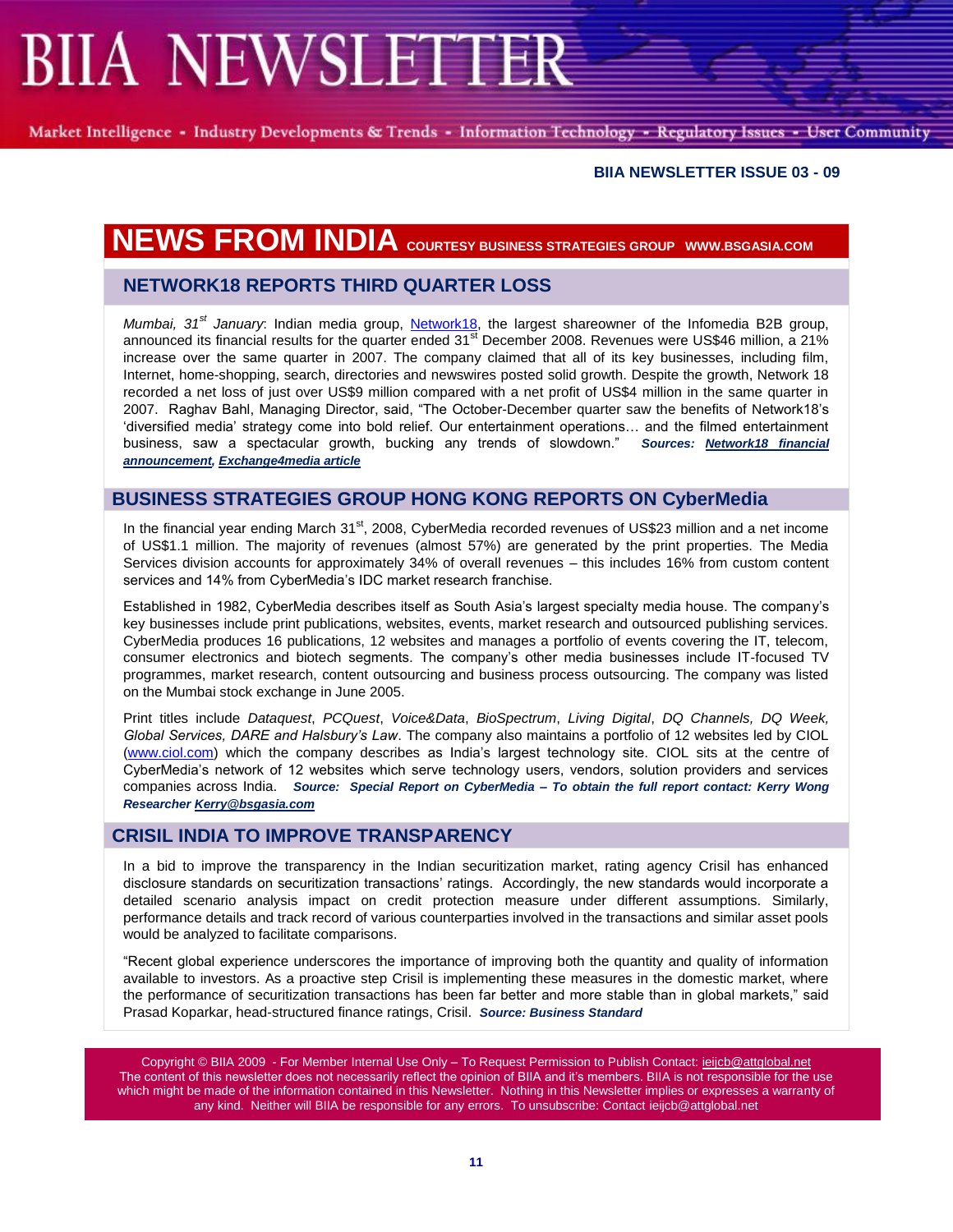## NEWS FROM INDIA COURTESY BUSINESS STRATEGIES GROUP WWW.BSGASIA.COM

### NETWORK18 REPORTS THIRD QUARTER LOSS

*Mumbai, 31st January*: Indian media group, Network18, the largest shareowner of the Infomedia B2B group, announced its financial results for the quarter ended 31st December 2008. Revenues were US$46 million, a 21% increase over the same quarter in 2007. The company claimed that all of its key businesses, including film, Internet, home-shopping, search, directories and newswires posted solid growth. Despite the growth, Network 18 recorded a net loss of just over US$9 million compared with a net profit of US$4 million in the same quarter in 2007. Raghav Bahl, Managing Director, said, "The October-December quarter saw the benefits of Network18's 'diversified media' strategy come into bold relief. Our entertainment operations… and the filmed entertainment business, saw a spectacular growth, bucking any trends of slowdown." ***Sources: Network18 financial announcement, Exchange4media article***

### BUSINESS STRATEGIES GROUP HONG KONG REPORTS ON CyberMedia

In the financial year ending March 31st, 2008, CyberMedia recorded revenues of US$23 million and a net income of US$1.1 million. The majority of revenues (almost 57%) are generated by the print properties. The Media Services division accounts for approximately 34% of overall revenues – this includes 16% from custom content services and 14% from CyberMedia's IDC market research franchise.

Established in 1982, CyberMedia describes itself as South Asia's largest specialty media house. The company's key businesses include print publications, websites, events, market research and outsourced publishing services. CyberMedia produces 16 publications, 12 websites and manages a portfolio of events covering the IT, telecom, consumer electronics and biotech segments. The company's other media businesses include IT-focused TV programmes, market research, content outsourcing and business process outsourcing. The company was listed on the Mumbai stock exchange in June 2005.

Print titles include *Dataquest*, *PCQuest*, *Voice&Data*, *BioSpectrum*, *Living Digital*, *DQ Channels, DQ Week, Global Services, DARE and Halsbury's Law*. The company also maintains a portfolio of 12 websites led by CIOL (www.ciol.com) which the company describes as India's largest technology site. CIOL sits at the centre of CyberMedia's network of 12 websites which serve technology users, vendors, solution providers and services companies across India. ***Source: Special Report on CyberMedia – To obtain the full report contact: Kerry Wong Researcher Kerry@bsgasia.com***

### CRISIL INDIA TO IMPROVE TRANSPARENCY

In a bid to improve the transparency in the Indian securitization market, rating agency Crisil has enhanced disclosure standards on securitization transactions' ratings. Accordingly, the new standards would incorporate a detailed scenario analysis impact on credit protection measure under different assumptions. Similarly, performance details and track record of various counterparties involved in the transactions and similar asset pools would be analyzed to facilitate comparisons.

"Recent global experience underscores the importance of improving both the quantity and quality of information available to investors. As a proactive step Crisil is implementing these measures in the domestic market, where the performance of securitization transactions has been far better and more stable than in global markets," said Prasad Koparkar, head-structured finance ratings, Crisil. ***Source: Business Standard***

Copyright © BIIA 2009 - For Member Internal Use Only – To Request Permission to Publish Contact: ieijcb@attglobal.net
The content of this newsletter does not necessarily reflect the opinion of BIIA and it's members. BIIA is not responsible for the use which might be made of the information contained in this Newsletter. Nothing in this Newsletter implies or expresses a warranty of any kind. Neither will BIIA be responsible for any errors. To unsubscribe: Contact ieijcb@attglobal.net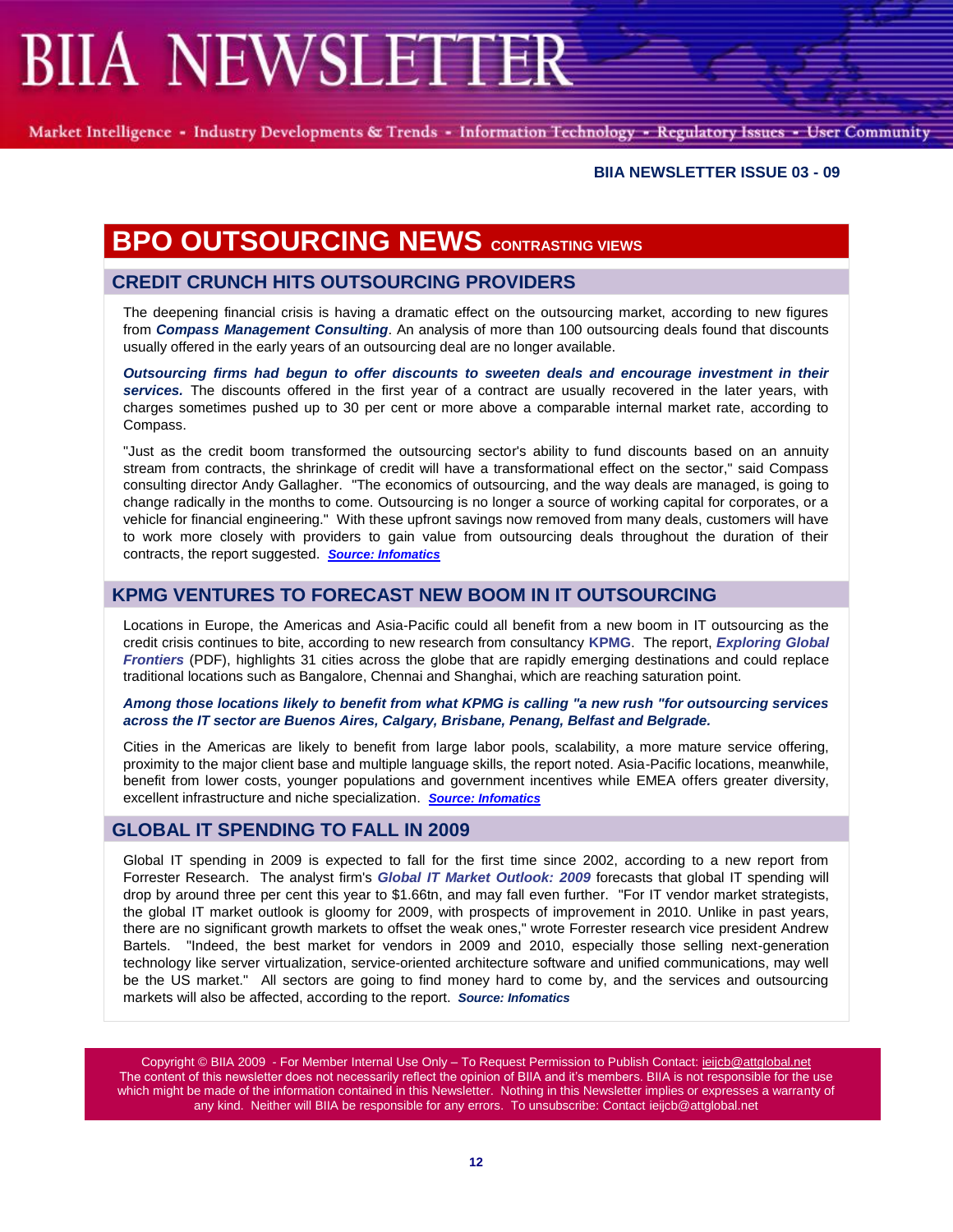# BPO OUTSOURCING NEWS CONTRASTING VIEWS

## CREDIT CRUNCH HITS OUTSOURCING PROVIDERS

The deepening financial crisis is having a dramatic effect on the outsourcing market, according to new figures from ***Compass Management Consulting***. An analysis of more than 100 outsourcing deals found that discounts usually offered in the early years of an outsourcing deal are no longer available.

***Outsourcing firms had begun to offer discounts to sweeten deals and encourage investment in their services.*** The discounts offered in the first year of a contract are usually recovered in the later years, with charges sometimes pushed up to 30 per cent or more above a comparable internal market rate, according to Compass.

"Just as the credit boom transformed the outsourcing sector's ability to fund discounts based on an annuity stream from contracts, the shrinkage of credit will have a transformational effect on the sector," said Compass consulting director Andy Gallagher. "The economics of outsourcing, and the way deals are managed, is going to change radically in the months to come. Outsourcing is no longer a source of working capital for corporates, or a vehicle for financial engineering." With these upfront savings now removed from many deals, customers will have to work more closely with providers to gain value from outsourcing deals throughout the duration of their contracts, the report suggested. ***Source: Infomatics***

## KPMG VENTURES TO FORECAST NEW BOOM IN IT OUTSOURCING

Locations in Europe, the Americas and Asia-Pacific could all benefit from a new boom in IT outsourcing as the credit crisis continues to bite, according to new research from consultancy **KPMG**. The report, ***Exploring Global Frontiers*** (PDF), highlights 31 cities across the globe that are rapidly emerging destinations and could replace traditional locations such as Bangalore, Chennai and Shanghai, which are reaching saturation point.

***Among those locations likely to benefit from what KPMG is calling "a new rush "for outsourcing services across the IT sector are Buenos Aires, Calgary, Brisbane, Penang, Belfast and Belgrade.***

Cities in the Americas are likely to benefit from large labor pools, scalability, a more mature service offering, proximity to the major client base and multiple language skills, the report noted. Asia-Pacific locations, meanwhile, benefit from lower costs, younger populations and government incentives while EMEA offers greater diversity, excellent infrastructure and niche specialization. ***Source: Infomatics***

## GLOBAL IT SPENDING TO FALL IN 2009

Global IT spending in 2009 is expected to fall for the first time since 2002, according to a new report from Forrester Research. The analyst firm's ***Global IT Market Outlook: 2009*** forecasts that global IT spending will drop by around three per cent this year to $1.66tn, and may fall even further. "For IT vendor market strategists, the global IT market outlook is gloomy for 2009, with prospects of improvement in 2010. Unlike in past years, there are no significant growth markets to offset the weak ones," wrote Forrester research vice president Andrew Bartels. "Indeed, the best market for vendors in 2009 and 2010, especially those selling next-generation technology like server virtualization, service-oriented architecture software and unified communications, may well be the US market." All sectors are going to find money hard to come by, and the services and outsourcing markets will also be affected, according to the report. ***Source: Infomatics***

Copyright © BIIA 2009 - For Member Internal Use Only – To Request Permission to Publish Contact: ieijcb@attglobal.net
The content of this newsletter does not necessarily reflect the opinion of BIIA and it's members. BIIA is not responsible for the use which might be made of the information contained in this Newsletter. Nothing in this Newsletter implies or expresses a warranty of any kind. Neither will BIIA be responsible for any errors. To unsubscribe: Contact ieijcb@attglobal.net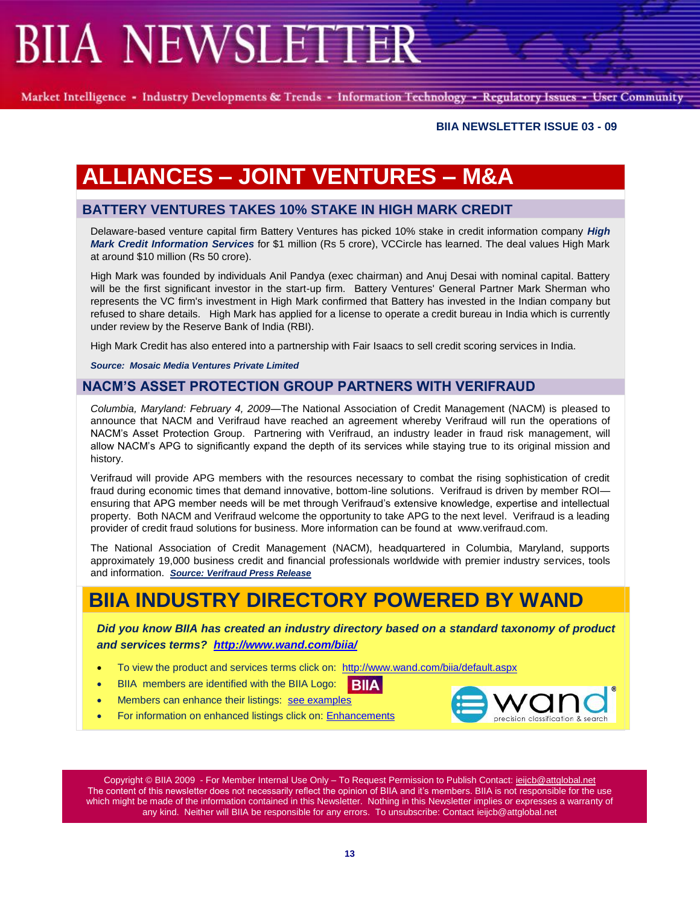# ALLIANCES – JOINT VENTURES – M&A

## BATTERY VENTURES TAKES 10% STAKE IN HIGH MARK CREDIT

Delaware-based venture capital firm Battery Ventures has picked 10% stake in credit information company ***High Mark Credit Information Services*** for $1 million (Rs 5 crore), VCCircle has learned. The deal values High Mark at around $10 million (Rs 50 crore).

High Mark was founded by individuals Anil Pandya (exec chairman) and Anuj Desai with nominal capital. Battery will be the first significant investor in the start-up firm. Battery Ventures' General Partner Mark Sherman who represents the VC firm's investment in High Mark confirmed that Battery has invested in the Indian company but refused to share details. High Mark has applied for a license to operate a credit bureau in India which is currently under review by the Reserve Bank of India (RBI).

High Mark Credit has also entered into a partnership with Fair Isaacs to sell credit scoring services in India.

***Source: Mosaic Media Ventures Private Limited***

## NACM'S ASSET PROTECTION GROUP PARTNERS WITH VERIFRAUD

*Columbia, Maryland: February 4, 2009*—The National Association of Credit Management (NACM) is pleased to announce that NACM and Verifraud have reached an agreement whereby Verifraud will run the operations of NACM's Asset Protection Group. Partnering with Verifraud, an industry leader in fraud risk management, will allow NACM's APG to significantly expand the depth of its services while staying true to its original mission and history.

Verifraud will provide APG members with the resources necessary to combat the rising sophistication of credit fraud during economic times that demand innovative, bottom-line solutions. Verifraud is driven by member ROI—ensuring that APG member needs will be met through Verifraud's extensive knowledge, expertise and intellectual property. Both NACM and Verifraud welcome the opportunity to take APG to the next level. Verifraud is a leading provider of credit fraud solutions for business. More information can be found at www.verifraud.com.

The National Association of Credit Management (NACM), headquartered in Columbia, Maryland, supports approximately 19,000 business credit and financial professionals worldwide with premier industry services, tools and information. ***Source: Verifraud Press Release***

# BIIA INDUSTRY DIRECTORY POWERED BY WAND

***Did you know BIIA has created an industry directory based on a standard taxonomy of product and services terms? http://www.wand.com/biia/***

- To view the product and services terms click on: http://www.wand.com/biia/default.aspx
- BIIA members are identified with the BIIA Logo: BIIA
- Members can enhance their listings: see examples
- For information on enhanced listings click on: Enhancements

wand® precision classification & search

Copyright © BIIA 2009 - For Member Internal Use Only – To Request Permission to Publish Contact: ieijcb@attglobal.net
The content of this newsletter does not necessarily reflect the opinion of BIIA and it's members. BIIA is not responsible for the use which might be made of the information contained in this Newsletter. Nothing in this Newsletter implies or expresses a warranty of any kind. Neither will BIIA be responsible for any errors. To unsubscribe: Contact ieijcb@attglobal.net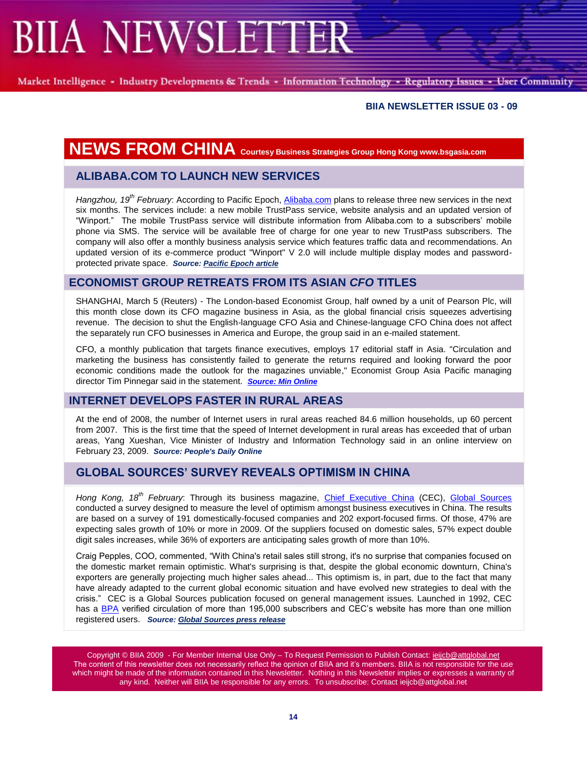# BIIA NEWSLETTER

Market Intelligence - Industry Developments & Trends - Information Technology - Regulatory Issues - User Community

**BIIA NEWSLETTER ISSUE 03 - 09**

## NEWS FROM CHINA Courtesy Business Strategies Group Hong Kong www.bsgasia.com

### ALIBABA.COM TO LAUNCH NEW SERVICES

*Hangzhou, 19th February*: According to Pacific Epoch, Alibaba.com plans to release three new services in the next six months. The services include: a new mobile TrustPass service, website analysis and an updated version of "Winport." The mobile TrustPass service will distribute information from Alibaba.com to a subscribers' mobile phone via SMS. The service will be available free of charge for one year to new TrustPass subscribers. The company will also offer a monthly business analysis service which features traffic data and recommendations. An updated version of its e-commerce product "Winport" V 2.0 will include multiple display modes and password-protected private space. ***Source: Pacific Epoch article***

### ECONOMIST GROUP RETREATS FROM ITS ASIAN *CFO* TITLES

SHANGHAI, March 5 (Reuters) - The London-based Economist Group, half owned by a unit of Pearson Plc, will this month close down its CFO magazine business in Asia, as the global financial crisis squeezes advertising revenue. The decision to shut the English-language CFO Asia and Chinese-language CFO China does not affect the separately run CFO businesses in America and Europe, the group said in an e-mailed statement.

CFO, a monthly publication that targets finance executives, employs 17 editorial staff in Asia. "Circulation and marketing the business has consistently failed to generate the returns required and looking forward the poor economic conditions made the outlook for the magazines unviable," Economist Group Asia Pacific managing director Tim Pinnegar said in the statement. ***Source: Min Online***

### INTERNET DEVELOPS FASTER IN RURAL AREAS

At the end of 2008, the number of Internet users in rural areas reached 84.6 million households, up 60 percent from 2007. This is the first time that the speed of Internet development in rural areas has exceeded that of urban areas, Yang Xueshan, Vice Minister of Industry and Information Technology said in an online interview on February 23, 2009. ***Source: People's Daily Online***

### GLOBAL SOURCES' SURVEY REVEALS OPTIMISM IN CHINA

*Hong Kong, 18th February*: Through its business magazine, Chief Executive China (CEC), Global Sources conducted a survey designed to measure the level of optimism amongst business executives in China. The results are based on a survey of 191 domestically-focused companies and 202 export-focused firms. Of those, 47% are expecting sales growth of 10% or more in 2009. Of the suppliers focused on domestic sales, 57% expect double digit sales increases, while 36% of exporters are anticipating sales growth of more than 10%.

Craig Pepples, COO, commented, "With China's retail sales still strong, it's no surprise that companies focused on the domestic market remain optimistic. What's surprising is that, despite the global economic downturn, China's exporters are generally projecting much higher sales ahead... This optimism is, in part, due to the fact that many have already adapted to the current global economic situation and have evolved new strategies to deal with the crisis." CEC is a Global Sources publication focused on general management issues. Launched in 1992, CEC has a BPA verified circulation of more than 195,000 subscribers and CEC's website has more than one million registered users. ***Source: Global Sources press release***

Copyright © BIIA 2009 - For Member Internal Use Only – To Request Permission to Publish Contact: ieijcb@attglobal.net
The content of this newsletter does not necessarily reflect the opinion of BIIA and it's members. BIIA is not responsible for the use which might be made of the information contained in this Newsletter. Nothing in this Newsletter implies or expresses a warranty of any kind. Neither will BIIA be responsible for any errors. To unsubscribe: Contact ieijcb@attglobal.net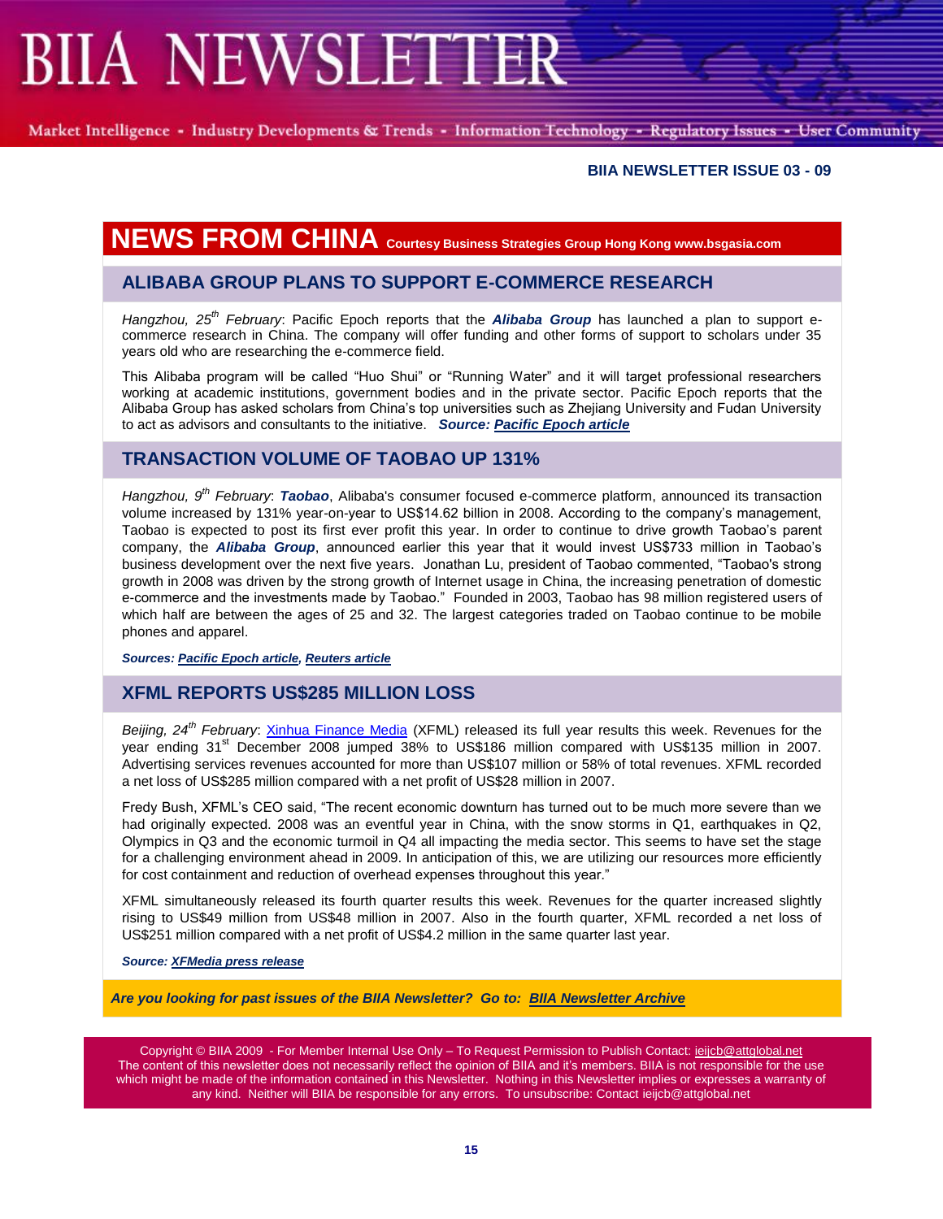# BIIA NEWSLETTER

Market Intelligence - Industry Developments & Trends - Information Technology - Regulatory Issues - User Community

**BIIA NEWSLETTER ISSUE 03 - 09**

## NEWS FROM CHINA Courtesy Business Strategies Group Hong Kong www.bsgasia.com

### ALIBABA GROUP PLANS TO SUPPORT E-COMMERCE RESEARCH

*Hangzhou, 25th February*: Pacific Epoch reports that the ***Alibaba Group*** has launched a plan to support e-commerce research in China. The company will offer funding and other forms of support to scholars under 35 years old who are researching the e-commerce field.

This Alibaba program will be called "Huo Shui" or "Running Water" and it will target professional researchers working at academic institutions, government bodies and in the private sector. Pacific Epoch reports that the Alibaba Group has asked scholars from China's top universities such as Zhejiang University and Fudan University to act as advisors and consultants to the initiative. ***Source: Pacific Epoch article***

### TRANSACTION VOLUME OF TAOBAO UP 131%

*Hangzhou, 9th February*: ***Taobao***, Alibaba's consumer focused e-commerce platform, announced its transaction volume increased by 131% year-on-year to US$14.62 billion in 2008. According to the company's management, Taobao is expected to post its first ever profit this year. In order to continue to drive growth Taobao's parent company, the ***Alibaba Group***, announced earlier this year that it would invest US$733 million in Taobao's business development over the next five years. Jonathan Lu, president of Taobao commented, "Taobao's strong growth in 2008 was driven by the strong growth of Internet usage in China, the increasing penetration of domestic e-commerce and the investments made by Taobao." Founded in 2003, Taobao has 98 million registered users of which half are between the ages of 25 and 32. The largest categories traded on Taobao continue to be mobile phones and apparel.

***Sources: Pacific Epoch article, Reuters article***

### XFML REPORTS US$285 MILLION LOSS

*Beijing, 24th February*: Xinhua Finance Media (XFML) released its full year results this week. Revenues for the year ending 31st December 2008 jumped 38% to US$186 million compared with US$135 million in 2007. Advertising services revenues accounted for more than US$107 million or 58% of total revenues. XFML recorded a net loss of US$285 million compared with a net profit of US$28 million in 2007.

Fredy Bush, XFML's CEO said, "The recent economic downturn has turned out to be much more severe than we had originally expected. 2008 was an eventful year in China, with the snow storms in Q1, earthquakes in Q2, Olympics in Q3 and the economic turmoil in Q4 all impacting the media sector. This seems to have set the stage for a challenging environment ahead in 2009. In anticipation of this, we are utilizing our resources more efficiently for cost containment and reduction of overhead expenses throughout this year."

XFML simultaneously released its fourth quarter results this week. Revenues for the quarter increased slightly rising to US$49 million from US$48 million in 2007. Also in the fourth quarter, XFML recorded a net loss of US$251 million compared with a net profit of US$4.2 million in the same quarter last year.

***Source: XFMedia press release***

***Are you looking for past issues of the BIIA Newsletter? Go to: BIIA Newsletter Archive***

Copyright © BIIA 2009 - For Member Internal Use Only – To Request Permission to Publish Contact: ieijcb@attglobal.net
The content of this newsletter does not necessarily reflect the opinion of BIIA and it's members. BIIA is not responsible for the use which might be made of the information contained in this Newsletter. Nothing in this Newsletter implies or expresses a warranty of any kind. Neither will BIIA be responsible for any errors. To unsubscribe: Contact ieijcb@attglobal.net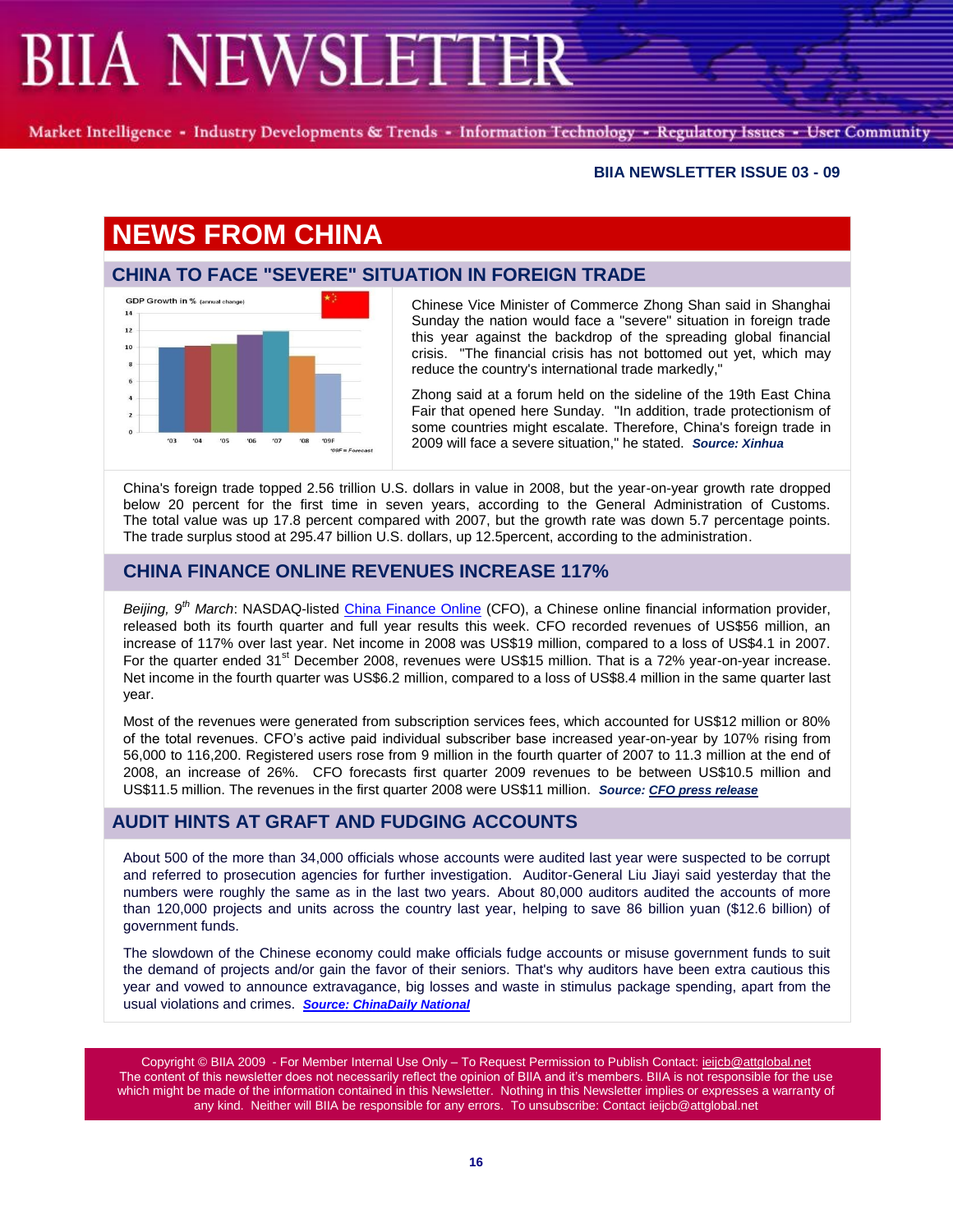BIIA NEWSLETTER ISSUE 03 - 09

# NEWS FROM CHINA

## CHINA TO FACE "SEVERE" SITUATION IN FOREIGN TRADE

Chinese Vice Minister of Commerce Zhong Shan said in Shanghai Sunday the nation would face a "severe" situation in foreign trade this year against the backdrop of the spreading global financial crisis. "The financial crisis has not bottomed out yet, which may reduce the country's international trade markedly,"

Zhong said at a forum held on the sideline of the 19th East China Fair that opened here Sunday. "In addition, trade protectionism of some countries might escalate. Therefore, China's foreign trade in 2009 will face a severe situation," he stated. ***Source: Xinhua***

China's foreign trade topped 2.56 trillion U.S. dollars in value in 2008, but the year-on-year growth rate dropped below 20 percent for the first time in seven years, according to the General Administration of Customs. The total value was up 17.8 percent compared with 2007, but the growth rate was down 5.7 percentage points. The trade surplus stood at 295.47 billion U.S. dollars, up 12.5percent, according to the administration.

## CHINA FINANCE ONLINE REVENUES INCREASE 117%

*Beijing, 9th March*: NASDAQ-listed China Finance Online (CFO), a Chinese online financial information provider, released both its fourth quarter and full year results this week. CFO recorded revenues of US$56 million, an increase of 117% over last year. Net income in 2008 was US$19 million, compared to a loss of US$4.1 in 2007. For the quarter ended 31st December 2008, revenues were US$15 million. That is a 72% year-on-year increase. Net income in the fourth quarter was US$6.2 million, compared to a loss of US$8.4 million in the same quarter last year.

Most of the revenues were generated from subscription services fees, which accounted for US$12 million or 80% of the total revenues. CFO's active paid individual subscriber base increased year-on-year by 107% rising from 56,000 to 116,200. Registered users rose from 9 million in the fourth quarter of 2007 to 11.3 million at the end of 2008, an increase of 26%. CFO forecasts first quarter 2009 revenues to be between US$10.5 million and US$11.5 million. The revenues in the first quarter 2008 were US$11 million. ***Source: CFO press release***

## AUDIT HINTS AT GRAFT AND FUDGING ACCOUNTS

About 500 of the more than 34,000 officials whose accounts were audited last year were suspected to be corrupt and referred to prosecution agencies for further investigation. Auditor-General Liu Jiayi said yesterday that the numbers were roughly the same as in the last two years. About 80,000 auditors audited the accounts of more than 120,000 projects and units across the country last year, helping to save 86 billion yuan ($12.6 billion) of government funds.

The slowdown of the Chinese economy could make officials fudge accounts or misuse government funds to suit the demand of projects and/or gain the favor of their seniors. That's why auditors have been extra cautious this year and vowed to announce extravagance, big losses and waste in stimulus package spending, apart from the usual violations and crimes. ***Source: ChinaDaily National***

Copyright © BIIA 2009 - For Member Internal Use Only – To Request Permission to Publish Contact: ieijcb@attglobal.net
The content of this newsletter does not necessarily reflect the opinion of BIIA and it's members. BIIA is not responsible for the use which might be made of the information contained in this Newsletter. Nothing in this Newsletter implies or expresses a warranty of any kind. Neither will BIIA be responsible for any errors. To unsubscribe: Contact ieijcb@attglobal.net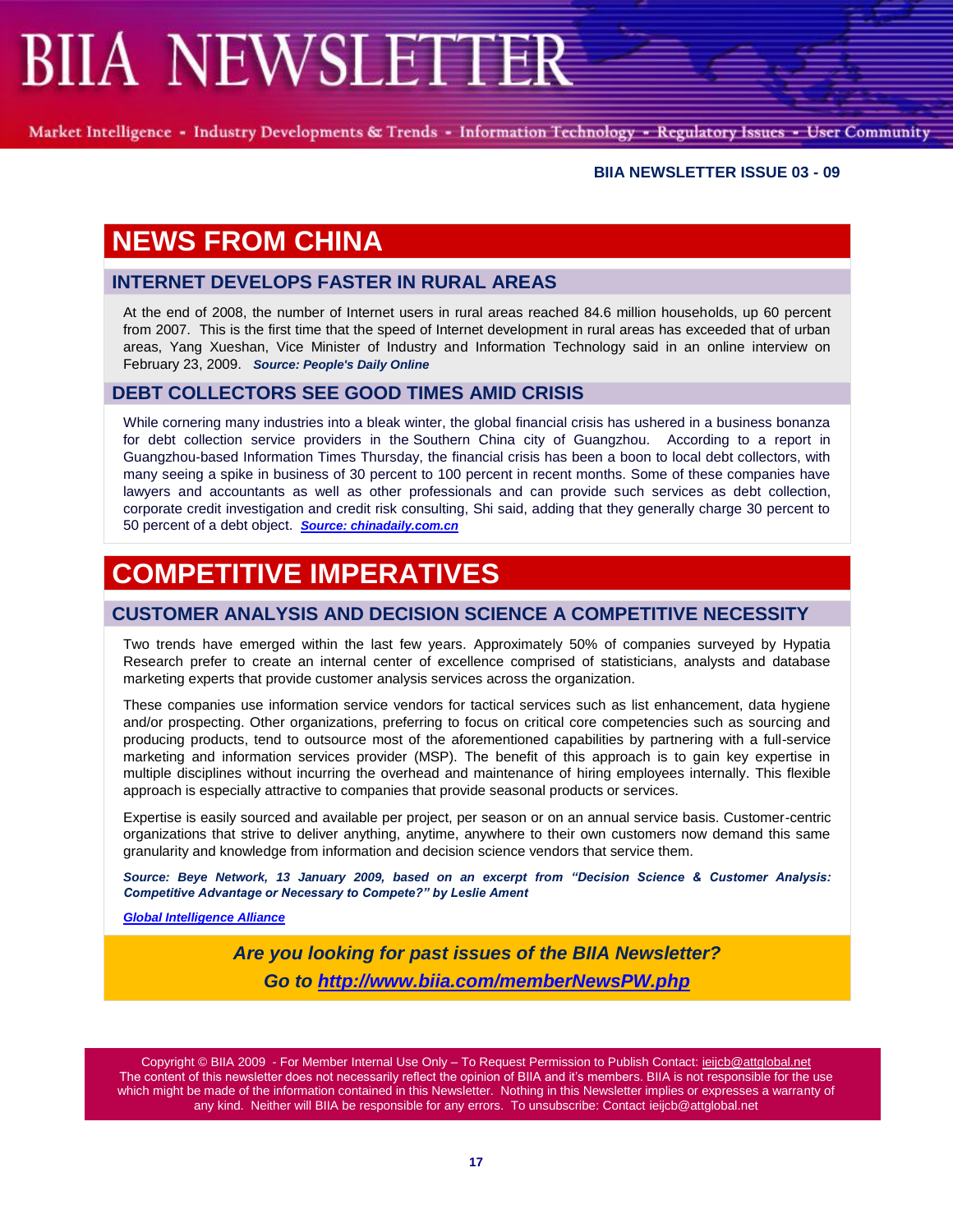# NEWS FROM CHINA

## INTERNET DEVELOPS FASTER IN RURAL AREAS

At the end of 2008, the number of Internet users in rural areas reached 84.6 million households, up 60 percent from 2007. This is the first time that the speed of Internet development in rural areas has exceeded that of urban areas, Yang Xueshan, Vice Minister of Industry and Information Technology said in an online interview on February 23, 2009. ***Source: People's Daily Online***

## DEBT COLLECTORS SEE GOOD TIMES AMID CRISIS

While cornering many industries into a bleak winter, the global financial crisis has ushered in a business bonanza for debt collection service providers in the Southern China city of Guangzhou. According to a report in Guangzhou-based Information Times Thursday, the financial crisis has been a boon to local debt collectors, with many seeing a spike in business of 30 percent to 100 percent in recent months. Some of these companies have lawyers and accountants as well as other professionals and can provide such services as debt collection, corporate credit investigation and credit risk consulting, Shi said, adding that they generally charge 30 percent to 50 percent of a debt object. ***Source: chinadaily.com.cn***

# COMPETITIVE IMPERATIVES

## CUSTOMER ANALYSIS AND DECISION SCIENCE A COMPETITIVE NECESSITY

Two trends have emerged within the last few years. Approximately 50% of companies surveyed by Hypatia Research prefer to create an internal center of excellence comprised of statisticians, analysts and database marketing experts that provide customer analysis services across the organization.

These companies use information service vendors for tactical services such as list enhancement, data hygiene and/or prospecting. Other organizations, preferring to focus on critical core competencies such as sourcing and producing products, tend to outsource most of the aforementioned capabilities by partnering with a full-service marketing and information services provider (MSP). The benefit of this approach is to gain key expertise in multiple disciplines without incurring the overhead and maintenance of hiring employees internally. This flexible approach is especially attractive to companies that provide seasonal products or services.

Expertise is easily sourced and available per project, per season or on an annual service basis. Customer-centric organizations that strive to deliver anything, anytime, anywhere to their own customers now demand this same granularity and knowledge from information and decision science vendors that service them.

***Source: Beye Network, 13 January 2009, based on an excerpt from "Decision Science & Customer Analysis: Competitive Advantage or Necessary to Compete?" by Leslie Ament***

***Global Intelligence Alliance***

***Are you looking for past issues of the BIIA Newsletter?***
***Go to http://www.biia.com/memberNewsPW.php***

Copyright © BIIA 2009 - For Member Internal Use Only – To Request Permission to Publish Contact: ieijcb@attglobal.net
The content of this newsletter does not necessarily reflect the opinion of BIIA and it's members. BIIA is not responsible for the use which might be made of the information contained in this Newsletter. Nothing in this Newsletter implies or expresses a warranty of any kind. Neither will BIIA be responsible for any errors. To unsubscribe: Contact ieijcb@attglobal.net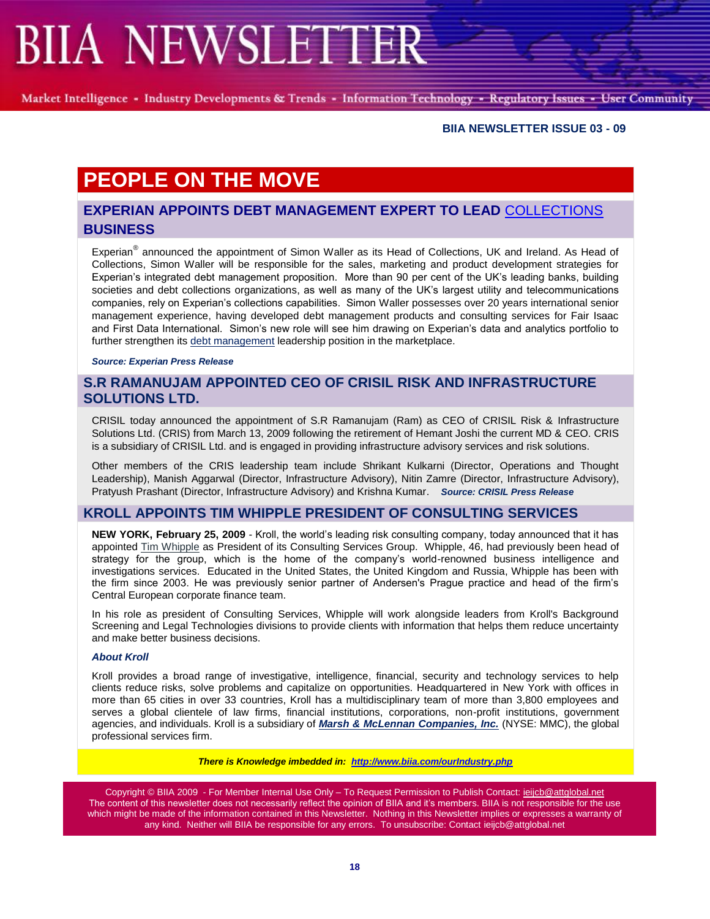# PEOPLE ON THE MOVE

## EXPERIAN APPOINTS DEBT MANAGEMENT EXPERT TO LEAD COLLECTIONS BUSINESS

Experian® announced the appointment of Simon Waller as its Head of Collections, UK and Ireland. As Head of Collections, Simon Waller will be responsible for the sales, marketing and product development strategies for Experian's integrated debt management proposition. More than 90 per cent of the UK's leading banks, building societies and debt collections organizations, as well as many of the UK's largest utility and telecommunications companies, rely on Experian's collections capabilities. Simon Waller possesses over 20 years international senior management experience, having developed debt management products and consulting services for Fair Isaac and First Data International. Simon's new role will see him drawing on Experian's data and analytics portfolio to further strengthen its debt management leadership position in the marketplace.

***Source: Experian Press Release***

## S.R RAMANUJAM APPOINTED CEO OF CRISIL RISK AND INFRASTRUCTURE SOLUTIONS LTD.

CRISIL today announced the appointment of S.R Ramanujam (Ram) as CEO of CRISIL Risk & Infrastructure Solutions Ltd. (CRIS) from March 13, 2009 following the retirement of Hemant Joshi the current MD & CEO. CRIS is a subsidiary of CRISIL Ltd. and is engaged in providing infrastructure advisory services and risk solutions.

Other members of the CRIS leadership team include Shrikant Kulkarni (Director, Operations and Thought Leadership), Manish Aggarwal (Director, Infrastructure Advisory), Nitin Zamre (Director, Infrastructure Advisory), Pratyush Prashant (Director, Infrastructure Advisory) and Krishna Kumar. ***Source: CRISIL Press Release***

## KROLL APPOINTS TIM WHIPPLE PRESIDENT OF CONSULTING SERVICES

**NEW YORK, February 25, 2009** - Kroll, the world's leading risk consulting company, today announced that it has appointed Tim Whipple as President of its Consulting Services Group. Whipple, 46, had previously been head of strategy for the group, which is the home of the company's world-renowned business intelligence and investigations services. Educated in the United States, the United Kingdom and Russia, Whipple has been with the firm since 2003. He was previously senior partner of Andersen's Prague practice and head of the firm's Central European corporate finance team.

In his role as president of Consulting Services, Whipple will work alongside leaders from Kroll's Background Screening and Legal Technologies divisions to provide clients with information that helps them reduce uncertainty and make better business decisions.

***About Kroll***

Kroll provides a broad range of investigative, intelligence, financial, security and technology services to help clients reduce risks, solve problems and capitalize on opportunities. Headquartered in New York with offices in more than 65 cities in over 33 countries, Kroll has a multidisciplinary team of more than 3,800 employees and serves a global clientele of law firms, financial institutions, corporations, non-profit institutions, government agencies, and individuals. Kroll is a subsidiary of ***Marsh & McLennan Companies, Inc.*** (NYSE: MMC), the global professional services firm.

***There is Knowledge imbedded in: http://www.biia.com/ourIndustry.php***

Copyright © BIIA 2009 - For Member Internal Use Only – To Request Permission to Publish Contact: ieijcb@attglobal.net
The content of this newsletter does not necessarily reflect the opinion of BIIA and it's members. BIIA is not responsible for the use which might be made of the information contained in this Newsletter. Nothing in this Newsletter implies or expresses a warranty of any kind. Neither will BIIA be responsible for any errors. To unsubscribe: Contact ieijcb@attglobal.net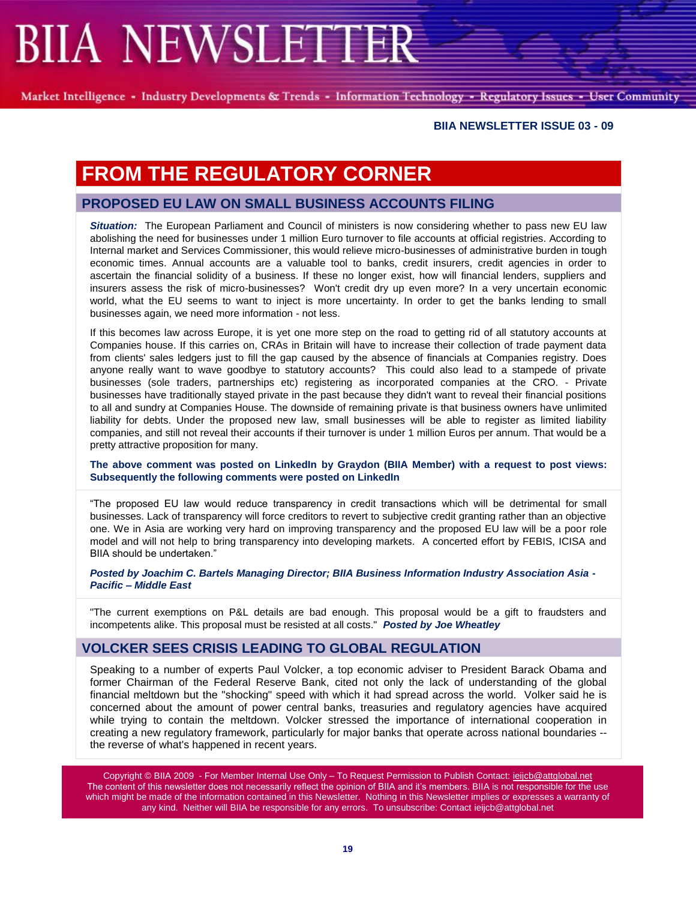# FROM THE REGULATORY CORNER

## PROPOSED EU LAW ON SMALL BUSINESS ACCOUNTS FILING

***Situation:*** The European Parliament and Council of ministers is now considering whether to pass new EU law abolishing the need for businesses under 1 million Euro turnover to file accounts at official registries. According to Internal market and Services Commissioner, this would relieve micro-businesses of administrative burden in tough economic times. Annual accounts are a valuable tool to banks, credit insurers, credit agencies in order to ascertain the financial solidity of a business. If these no longer exist, how will financial lenders, suppliers and insurers assess the risk of micro-businesses? Won't credit dry up even more? In a very uncertain economic world, what the EU seems to want to inject is more uncertainty. In order to get the banks lending to small businesses again, we need more information - not less.

If this becomes law across Europe, it is yet one more step on the road to getting rid of all statutory accounts at Companies house. If this carries on, CRAs in Britain will have to increase their collection of trade payment data from clients' sales ledgers just to fill the gap caused by the absence of financials at Companies registry. Does anyone really want to wave goodbye to statutory accounts? This could also lead to a stampede of private businesses (sole traders, partnerships etc) registering as incorporated companies at the CRO. - Private businesses have traditionally stayed private in the past because they didn't want to reveal their financial positions to all and sundry at Companies House. The downside of remaining private is that business owners have unlimited liability for debts. Under the proposed new law, small businesses will be able to register as limited liability companies, and still not reveal their accounts if their turnover is under 1 million Euros per annum. That would be a pretty attractive proposition for many.

**The above comment was posted on LinkedIn by Graydon (BIIA Member) with a request to post views: Subsequently the following comments were posted on LinkedIn**

"The proposed EU law would reduce transparency in credit transactions which will be detrimental for small businesses. Lack of transparency will force creditors to revert to subjective credit granting rather than an objective one. We in Asia are working very hard on improving transparency and the proposed EU law will be a poor role model and will not help to bring transparency into developing markets. A concerted effort by FEBIS, ICISA and BIIA should be undertaken."

***Posted by Joachim C. Bartels Managing Director; BIIA Business Information Industry Association Asia - Pacific – Middle East***

"The current exemptions on P&L details are bad enough. This proposal would be a gift to fraudsters and incompetents alike. This proposal must be resisted at all costs." ***Posted by Joe Wheatley***

## VOLCKER SEES CRISIS LEADING TO GLOBAL REGULATION

Speaking to a number of experts Paul Volcker, a top economic adviser to President Barack Obama and former Chairman of the Federal Reserve Bank, cited not only the lack of understanding of the global financial meltdown but the "shocking" speed with which it had spread across the world. Volker said he is concerned about the amount of power central banks, treasuries and regulatory agencies have acquired while trying to contain the meltdown. Volcker stressed the importance of international cooperation in creating a new regulatory framework, particularly for major banks that operate across national boundaries -- the reverse of what's happened in recent years.

Copyright © BIIA 2009 - For Member Internal Use Only – To Request Permission to Publish Contact: ieijcb@attglobal.net
The content of this newsletter does not necessarily reflect the opinion of BIIA and it's members. BIIA is not responsible for the use which might be made of the information contained in this Newsletter. Nothing in this Newsletter implies or expresses a warranty of any kind. Neither will BIIA be responsible for any errors. To unsubscribe: Contact ieijcb@attglobal.net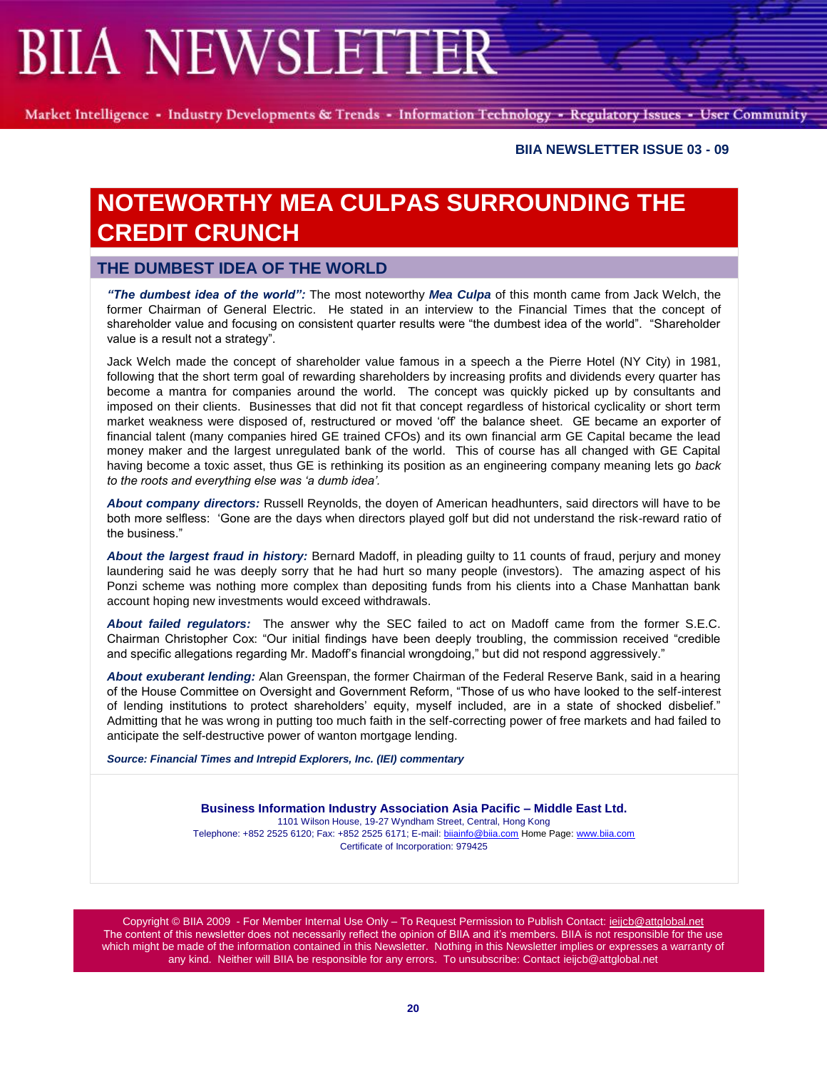# NOTEWORTHY MEA CULPAS SURROUNDING THE CREDIT CRUNCH

## THE DUMBEST IDEA OF THE WORLD

***"The dumbest idea of the world":*** The most noteworthy ***Mea Culpa*** of this month came from Jack Welch, the former Chairman of General Electric. He stated in an interview to the Financial Times that the concept of shareholder value and focusing on consistent quarter results were "the dumbest idea of the world". "Shareholder value is a result not a strategy".

Jack Welch made the concept of shareholder value famous in a speech a the Pierre Hotel (NY City) in 1981, following that the short term goal of rewarding shareholders by increasing profits and dividends every quarter has become a mantra for companies around the world. The concept was quickly picked up by consultants and imposed on their clients. Businesses that did not fit that concept regardless of historical cyclicality or short term market weakness were disposed of, restructured or moved 'off' the balance sheet. GE became an exporter of financial talent (many companies hired GE trained CFOs) and its own financial arm GE Capital became the lead money maker and the largest unregulated bank of the world. This of course has all changed with GE Capital having become a toxic asset, thus GE is rethinking its position as an engineering company meaning lets go *back to the roots and everything else was 'a dumb idea'.*

***About company directors:*** Russell Reynolds, the doyen of American headhunters, said directors will have to be both more selfless: 'Gone are the days when directors played golf but did not understand the risk-reward ratio of the business."

***About the largest fraud in history:*** Bernard Madoff, in pleading guilty to 11 counts of fraud, perjury and money laundering said he was deeply sorry that he had hurt so many people (investors). The amazing aspect of his Ponzi scheme was nothing more complex than depositing funds from his clients into a Chase Manhattan bank account hoping new investments would exceed withdrawals.

***About failed regulators:*** The answer why the SEC failed to act on Madoff came from the former S.E.C. Chairman Christopher Cox: "Our initial findings have been deeply troubling, the commission received "credible and specific allegations regarding Mr. Madoff's financial wrongdoing," but did not respond aggressively."

***About exuberant lending:*** Alan Greenspan, the former Chairman of the Federal Reserve Bank, said in a hearing of the House Committee on Oversight and Government Reform, "Those of us who have looked to the self-interest of lending institutions to protect shareholders' equity, myself included, are in a state of shocked disbelief." Admitting that he was wrong in putting too much faith in the self-correcting power of free markets and had failed to anticipate the self-destructive power of wanton mortgage lending.

***Source: Financial Times and Intrepid Explorers, Inc. (IEI) commentary***

**Business Information Industry Association Asia Pacific – Middle East Ltd.**
1101 Wilson House, 19-27 Wyndham Street, Central, Hong Kong
Telephone: +852 2525 6120; Fax: +852 2525 6171; E-mail: biiainfo@biia.com Home Page: www.biia.com
Certificate of Incorporation: 979425

Copyright © BIIA 2009 - For Member Internal Use Only – To Request Permission to Publish Contact: ieijcb@attglobal.net
The content of this newsletter does not necessarily reflect the opinion of BIIA and it's members. BIIA is not responsible for the use which might be made of the information contained in this Newsletter. Nothing in this Newsletter implies or expresses a warranty of any kind. Neither will BIIA be responsible for any errors. To unsubscribe: Contact ieijcb@attglobal.net